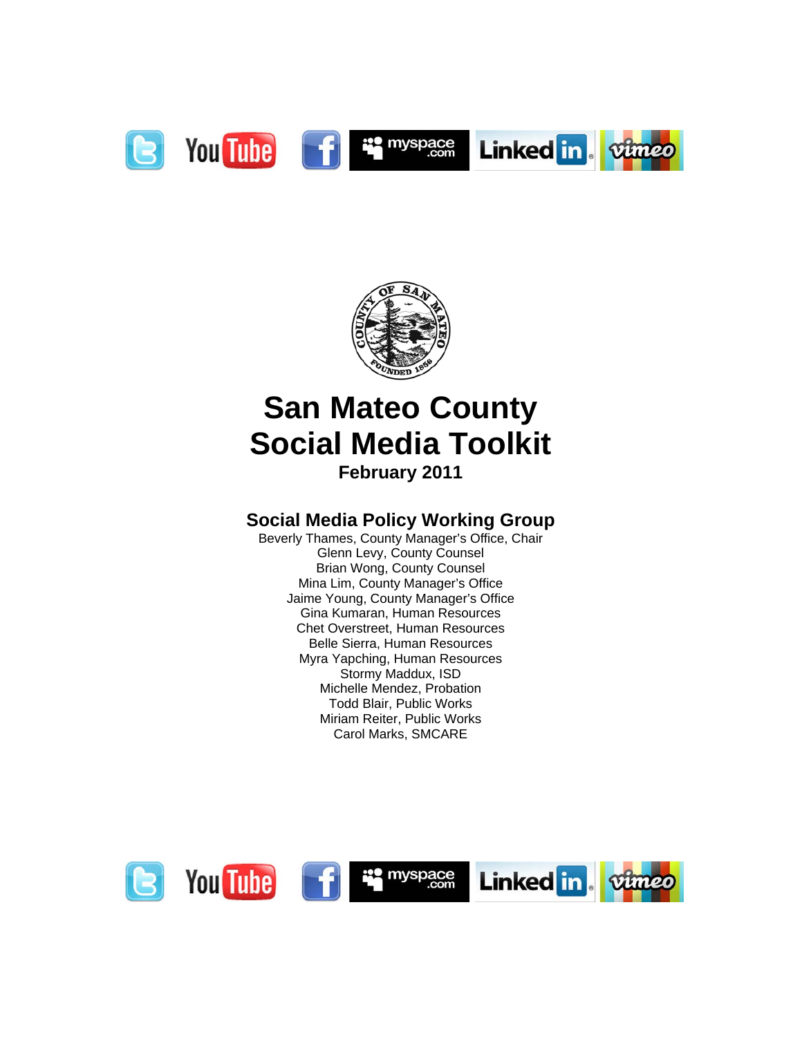# San Mateo County Social Media Toolkit

**February 2011**

## Social Media Policy Working Group

Beverly Thames, County Manager's Office, Chair
Glenn Levy, County Counsel
Brian Wong, County Counsel
Mina Lim, County Manager's Office
Jaime Young, County Manager's Office
Gina Kumaran, Human Resources
Chet Overstreet, Human Resources
Belle Sierra, Human Resources
Myra Yapching, Human Resources
Stormy Maddux, ISD
Michelle Mendez, Probation
Todd Blair, Public Works
Miriam Reiter, Public Works
Carol Marks, SMCARE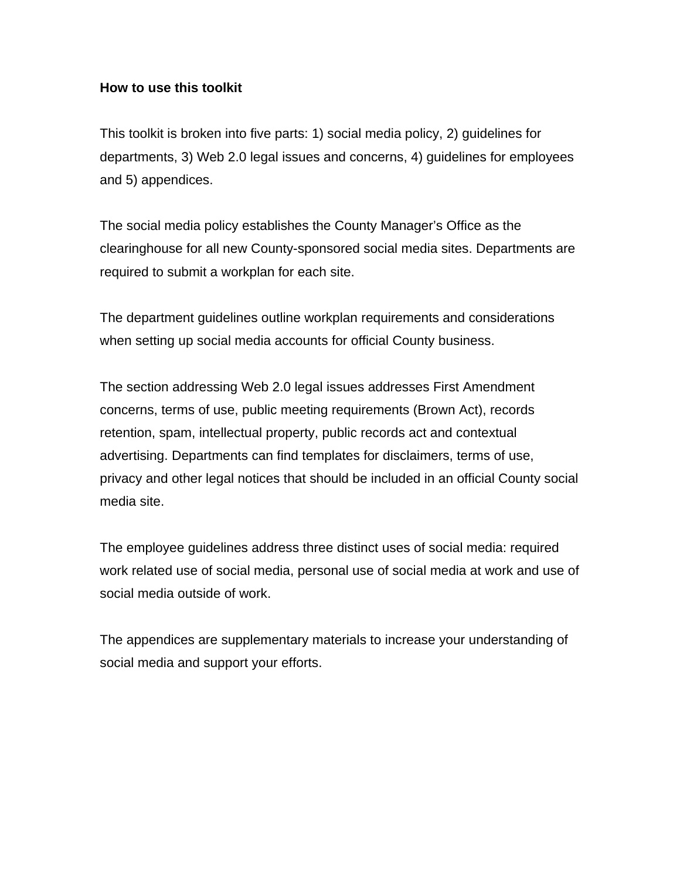**How to use this toolkit**

This toolkit is broken into five parts: 1) social media policy, 2) guidelines for departments, 3) Web 2.0 legal issues and concerns, 4) guidelines for employees and 5) appendices.

The social media policy establishes the County Manager's Office as the clearinghouse for all new County-sponsored social media sites. Departments are required to submit a workplan for each site.

The department guidelines outline workplan requirements and considerations when setting up social media accounts for official County business.

The section addressing Web 2.0 legal issues addresses First Amendment concerns, terms of use, public meeting requirements (Brown Act), records retention, spam, intellectual property, public records act and contextual advertising. Departments can find templates for disclaimers, terms of use, privacy and other legal notices that should be included in an official County social media site.

The employee guidelines address three distinct uses of social media: required work related use of social media, personal use of social media at work and use of social media outside of work.

The appendices are supplementary materials to increase your understanding of social media and support your efforts.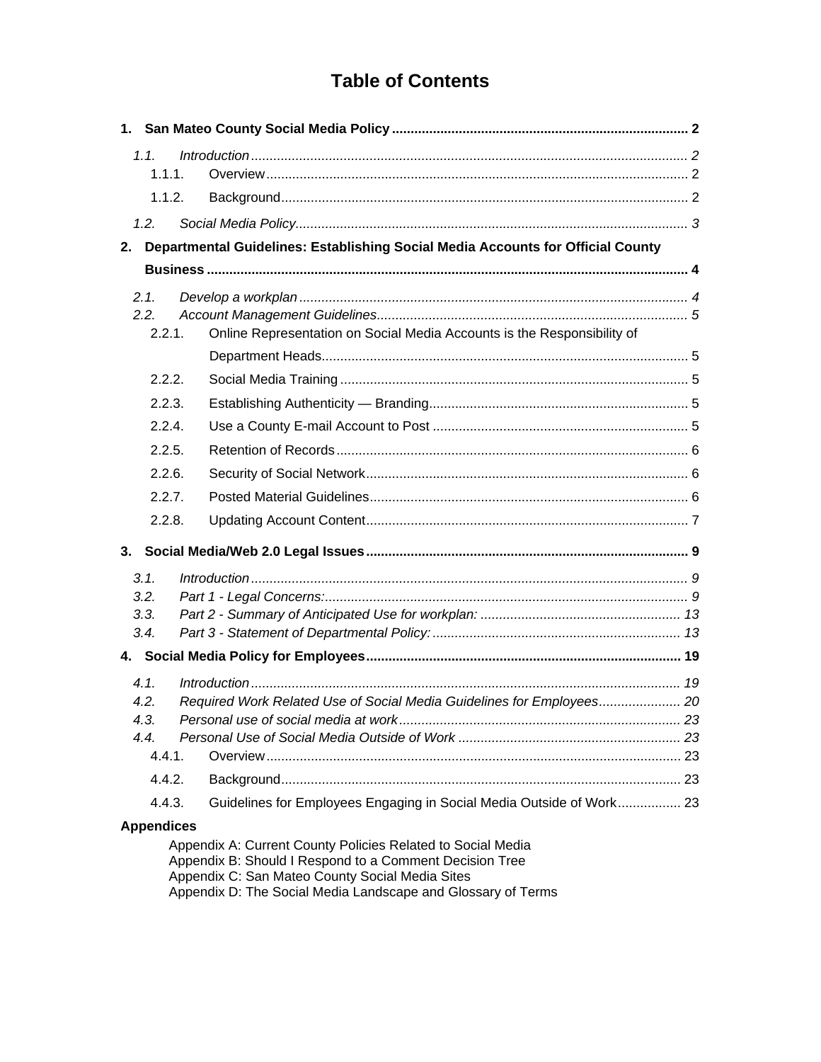# Table of Contents

**1. San Mateo County Social Media Policy** ..... **2**

- *1.1. Introduction* ..... *2*
  - 1.1.1. Overview ..... 2
  - 1.1.2. Background ..... 2
- *1.2. Social Media Policy* ..... *3*

**2. Departmental Guidelines: Establishing Social Media Accounts for Official County Business** ..... **4**

- *2.1. Develop a workplan* ..... *4*
- *2.2. Account Management Guidelines* ..... *5*
  - 2.2.1. Online Representation on Social Media Accounts is the Responsibility of Department Heads ..... 5
  - 2.2.2. Social Media Training ..... 5
  - 2.2.3. Establishing Authenticity — Branding ..... 5
  - 2.2.4. Use a County E-mail Account to Post ..... 5
  - 2.2.5. Retention of Records ..... 6
  - 2.2.6. Security of Social Network ..... 6
  - 2.2.7. Posted Material Guidelines ..... 6
  - 2.2.8. Updating Account Content ..... 7

**3. Social Media/Web 2.0 Legal Issues** ..... **9**

- *3.1. Introduction* ..... *9*
- *3.2. Part 1 - Legal Concerns:* ..... *9*
- *3.3. Part 2 - Summary of Anticipated Use for workplan:* ..... *13*
- *3.4. Part 3 - Statement of Departmental Policy:* ..... *13*

**4. Social Media Policy for Employees** ..... **19**

- *4.1. Introduction* ..... *19*
- *4.2. Required Work Related Use of Social Media Guidelines for Employees* ..... *20*
- *4.3. Personal use of social media at work* ..... *23*
- *4.4. Personal Use of Social Media Outside of Work* ..... *23*
  - 4.4.1. Overview ..... 23
  - 4.4.2. Background ..... 23
  - 4.4.3. Guidelines for Employees Engaging in Social Media Outside of Work ..... 23

**Appendices**

- Appendix A: Current County Policies Related to Social Media
- Appendix B: Should I Respond to a Comment Decision Tree
- Appendix C: San Mateo County Social Media Sites
- Appendix D: The Social Media Landscape and Glossary of Terms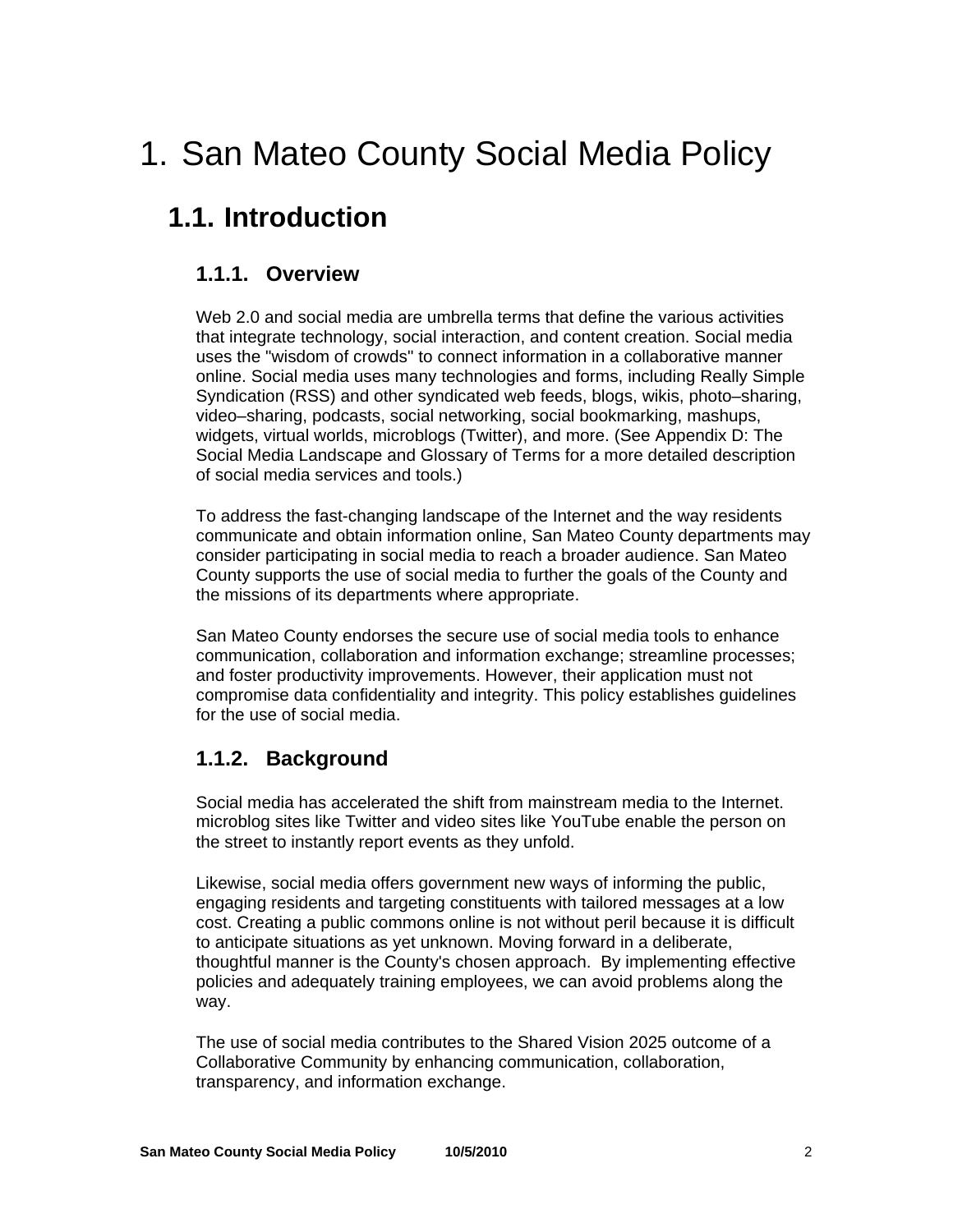# 1. San Mateo County Social Media Policy

## 1.1. Introduction

### 1.1.1. Overview

Web 2.0 and social media are umbrella terms that define the various activities that integrate technology, social interaction, and content creation. Social media uses the "wisdom of crowds" to connect information in a collaborative manner online. Social media uses many technologies and forms, including Really Simple Syndication (RSS) and other syndicated web feeds, blogs, wikis, photo–sharing, video–sharing, podcasts, social networking, social bookmarking, mashups, widgets, virtual worlds, microblogs (Twitter), and more. (See Appendix D: The Social Media Landscape and Glossary of Terms for a more detailed description of social media services and tools.)

To address the fast-changing landscape of the Internet and the way residents communicate and obtain information online, San Mateo County departments may consider participating in social media to reach a broader audience. San Mateo County supports the use of social media to further the goals of the County and the missions of its departments where appropriate.

San Mateo County endorses the secure use of social media tools to enhance communication, collaboration and information exchange; streamline processes; and foster productivity improvements. However, their application must not compromise data confidentiality and integrity. This policy establishes guidelines for the use of social media.

### 1.1.2. Background

Social media has accelerated the shift from mainstream media to the Internet. microblog sites like Twitter and video sites like YouTube enable the person on the street to instantly report events as they unfold.

Likewise, social media offers government new ways of informing the public, engaging residents and targeting constituents with tailored messages at a low cost. Creating a public commons online is not without peril because it is difficult to anticipate situations as yet unknown. Moving forward in a deliberate, thoughtful manner is the County's chosen approach. By implementing effective policies and adequately training employees, we can avoid problems along the way.

The use of social media contributes to the Shared Vision 2025 outcome of a Collaborative Community by enhancing communication, collaboration, transparency, and information exchange.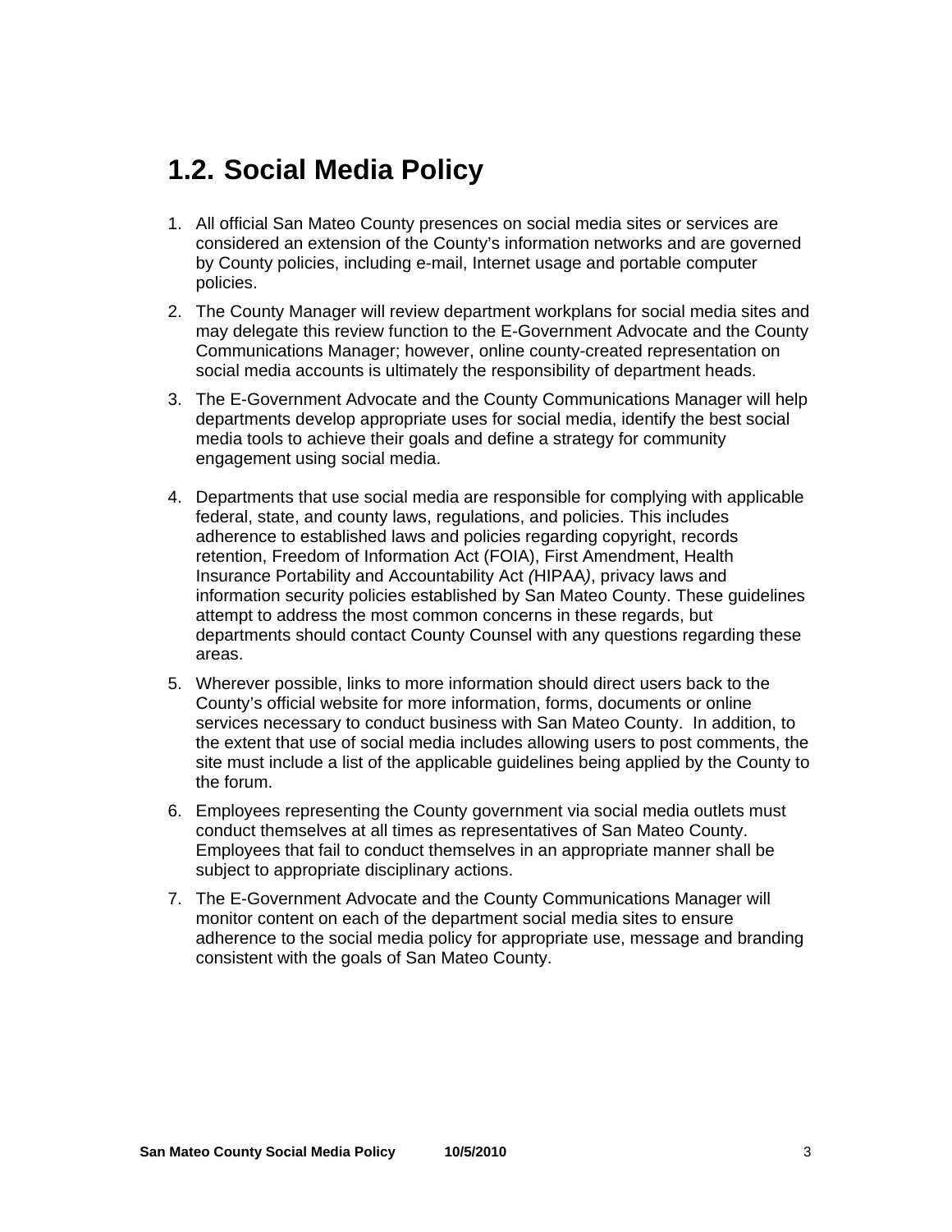## 1.2. Social Media Policy

1. All official San Mateo County presences on social media sites or services are considered an extension of the County's information networks and are governed by County policies, including e-mail, Internet usage and portable computer policies.
2. The County Manager will review department workplans for social media sites and may delegate this review function to the E-Government Advocate and the County Communications Manager; however, online county-created representation on social media accounts is ultimately the responsibility of department heads.
3. The E-Government Advocate and the County Communications Manager will help departments develop appropriate uses for social media, identify the best social media tools to achieve their goals and define a strategy for community engagement using social media.
4. Departments that use social media are responsible for complying with applicable federal, state, and county laws, regulations, and policies. This includes adherence to established laws and policies regarding copyright, records retention, Freedom of Information Act (FOIA), First Amendment, Health Insurance Portability and Accountability Act *(*HIPAA*)*, privacy laws and information security policies established by San Mateo County. These guidelines attempt to address the most common concerns in these regards, but departments should contact County Counsel with any questions regarding these areas.
5. Wherever possible, links to more information should direct users back to the County's official website for more information, forms, documents or online services necessary to conduct business with San Mateo County. In addition, to the extent that use of social media includes allowing users to post comments, the site must include a list of the applicable guidelines being applied by the County to the forum.
6. Employees representing the County government via social media outlets must conduct themselves at all times as representatives of San Mateo County. Employees that fail to conduct themselves in an appropriate manner shall be subject to appropriate disciplinary actions.
7. The E-Government Advocate and the County Communications Manager will monitor content on each of the department social media sites to ensure adherence to the social media policy for appropriate use, message and branding consistent with the goals of San Mateo County.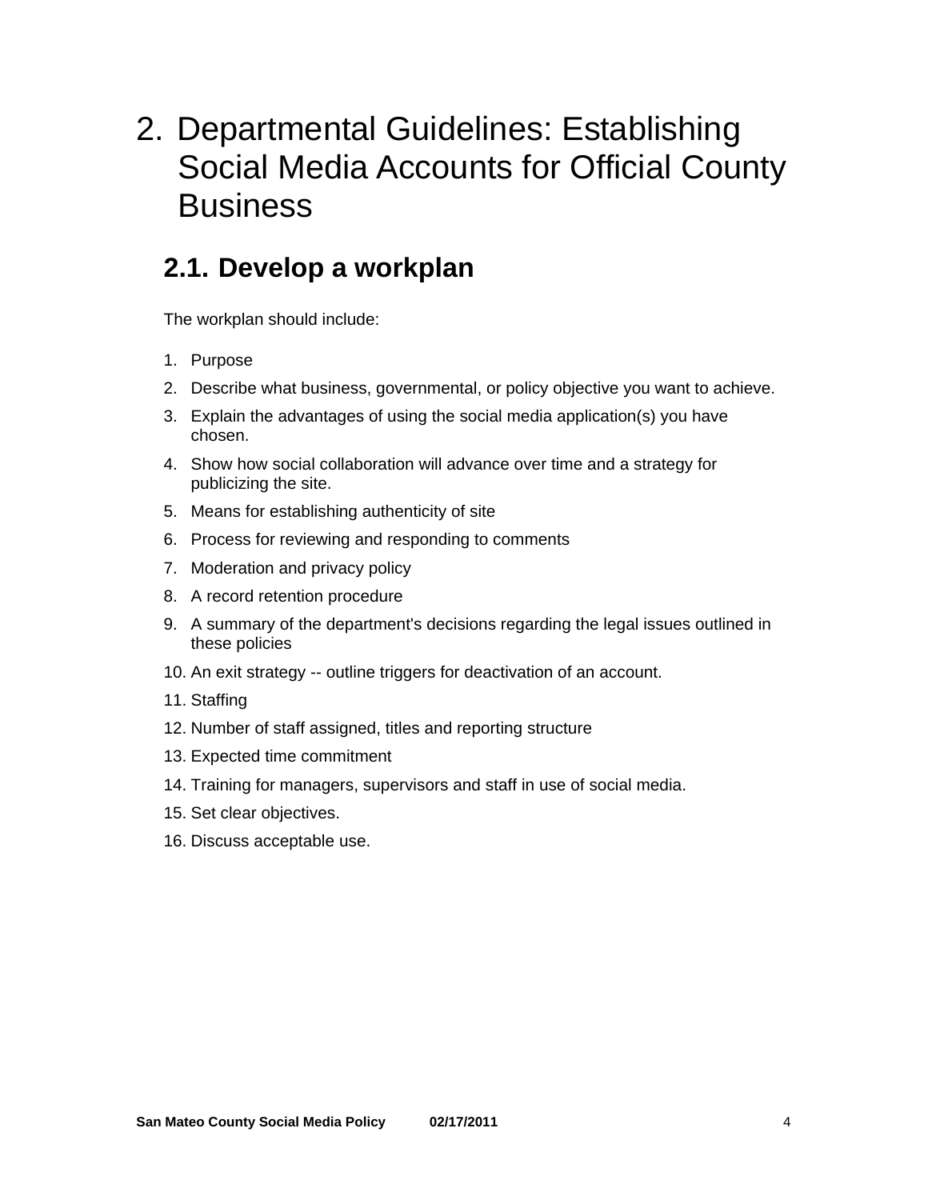# 2. Departmental Guidelines: Establishing Social Media Accounts for Official County Business

## 2.1. Develop a workplan

The workplan should include:

1. Purpose
2. Describe what business, governmental, or policy objective you want to achieve.
3. Explain the advantages of using the social media application(s) you have chosen.
4. Show how social collaboration will advance over time and a strategy for publicizing the site.
5. Means for establishing authenticity of site
6. Process for reviewing and responding to comments
7. Moderation and privacy policy
8. A record retention procedure
9. A summary of the department's decisions regarding the legal issues outlined in these policies
10. An exit strategy -- outline triggers for deactivation of an account.
11. Staffing
12. Number of staff assigned, titles and reporting structure
13. Expected time commitment
14. Training for managers, supervisors and staff in use of social media.
15. Set clear objectives.
16. Discuss acceptable use.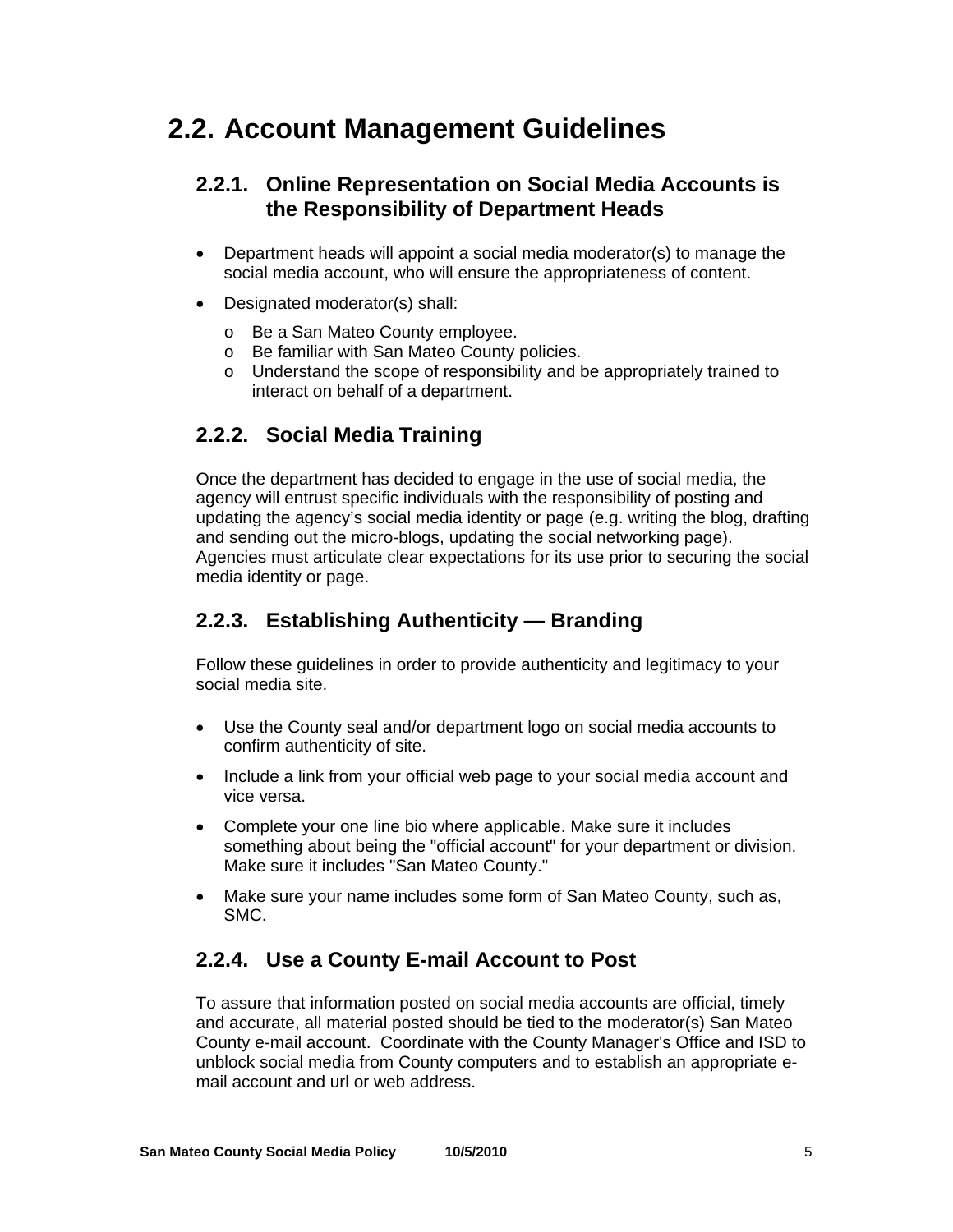## 2.2. Account Management Guidelines

### 2.2.1. Online Representation on Social Media Accounts is the Responsibility of Department Heads

- Department heads will appoint a social media moderator(s) to manage the social media account, who will ensure the appropriateness of content.
- Designated moderator(s) shall:
  - Be a San Mateo County employee.
  - Be familiar with San Mateo County policies.
  - Understand the scope of responsibility and be appropriately trained to interact on behalf of a department.

### 2.2.2. Social Media Training

Once the department has decided to engage in the use of social media, the agency will entrust specific individuals with the responsibility of posting and updating the agency's social media identity or page (e.g. writing the blog, drafting and sending out the micro-blogs, updating the social networking page). Agencies must articulate clear expectations for its use prior to securing the social media identity or page.

### 2.2.3. Establishing Authenticity — Branding

Follow these guidelines in order to provide authenticity and legitimacy to your social media site.

- Use the County seal and/or department logo on social media accounts to confirm authenticity of site.
- Include a link from your official web page to your social media account and vice versa.
- Complete your one line bio where applicable. Make sure it includes something about being the "official account" for your department or division. Make sure it includes "San Mateo County."
- Make sure your name includes some form of San Mateo County, such as, SMC.

### 2.2.4. Use a County E-mail Account to Post

To assure that information posted on social media accounts are official, timely and accurate, all material posted should be tied to the moderator(s) San Mateo County e-mail account. Coordinate with the County Manager's Office and ISD to unblock social media from County computers and to establish an appropriate e-mail account and url or web address.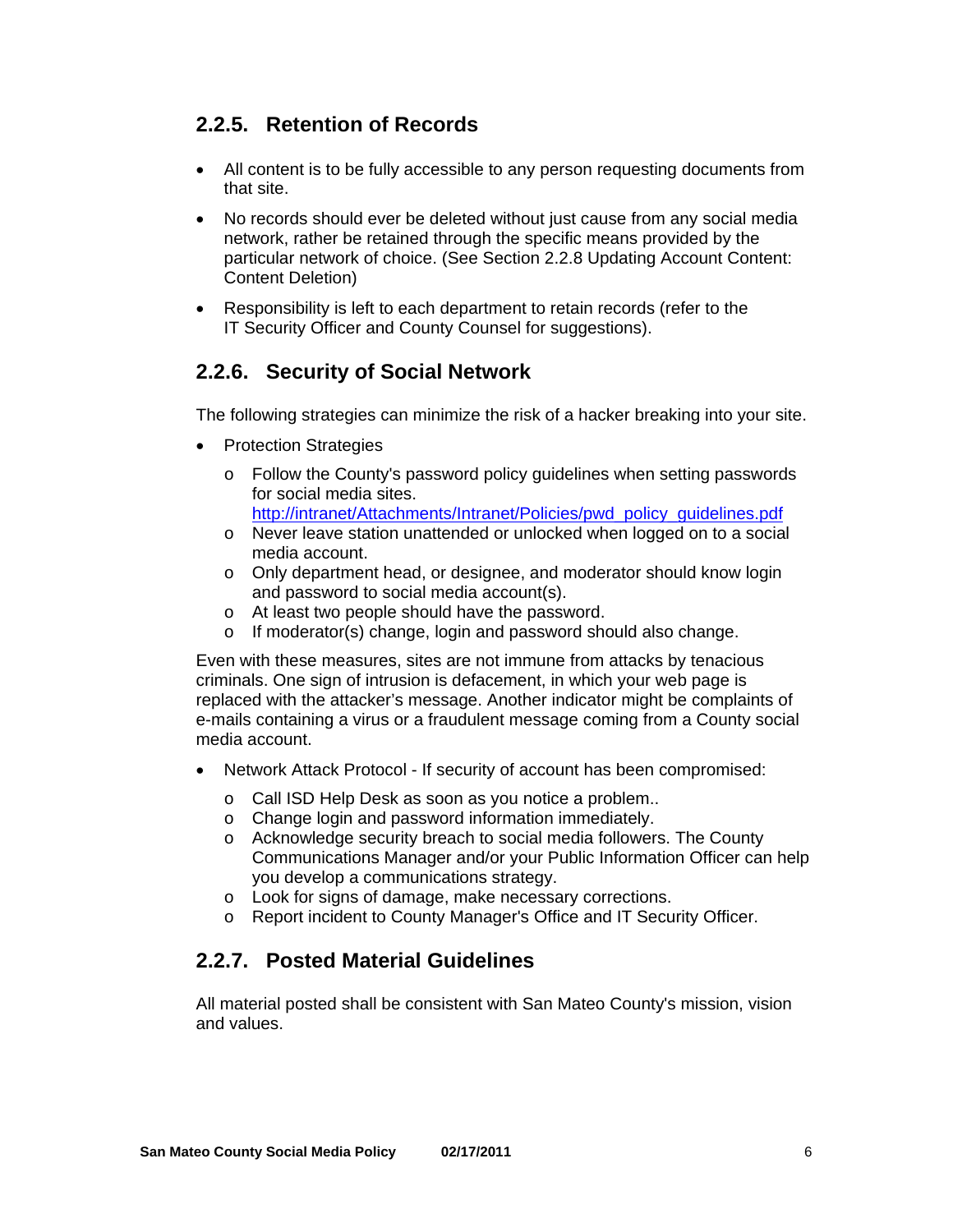### 2.2.5. Retention of Records

- All content is to be fully accessible to any person requesting documents from that site.
- No records should ever be deleted without just cause from any social media network, rather be retained through the specific means provided by the particular network of choice. (See Section 2.2.8 Updating Account Content: Content Deletion)
- Responsibility is left to each department to retain records (refer to the IT Security Officer and County Counsel for suggestions).

### 2.2.6. Security of Social Network

The following strategies can minimize the risk of a hacker breaking into your site.

- Protection Strategies
  - Follow the County's password policy guidelines when setting passwords for social media sites. http://intranet/Attachments/Intranet/Policies/pwd_policy_guidelines.pdf
  - Never leave station unattended or unlocked when logged on to a social media account.
  - Only department head, or designee, and moderator should know login and password to social media account(s).
  - At least two people should have the password.
  - If moderator(s) change, login and password should also change.

Even with these measures, sites are not immune from attacks by tenacious criminals. One sign of intrusion is defacement, in which your web page is replaced with the attacker's message. Another indicator might be complaints of e-mails containing a virus or a fraudulent message coming from a County social media account.

- Network Attack Protocol - If security of account has been compromised:
  - Call ISD Help Desk as soon as you notice a problem..
  - Change login and password information immediately.
  - Acknowledge security breach to social media followers. The County Communications Manager and/or your Public Information Officer can help you develop a communications strategy.
  - Look for signs of damage, make necessary corrections.
  - Report incident to County Manager's Office and IT Security Officer.

### 2.2.7. Posted Material Guidelines

All material posted shall be consistent with San Mateo County's mission, vision and values.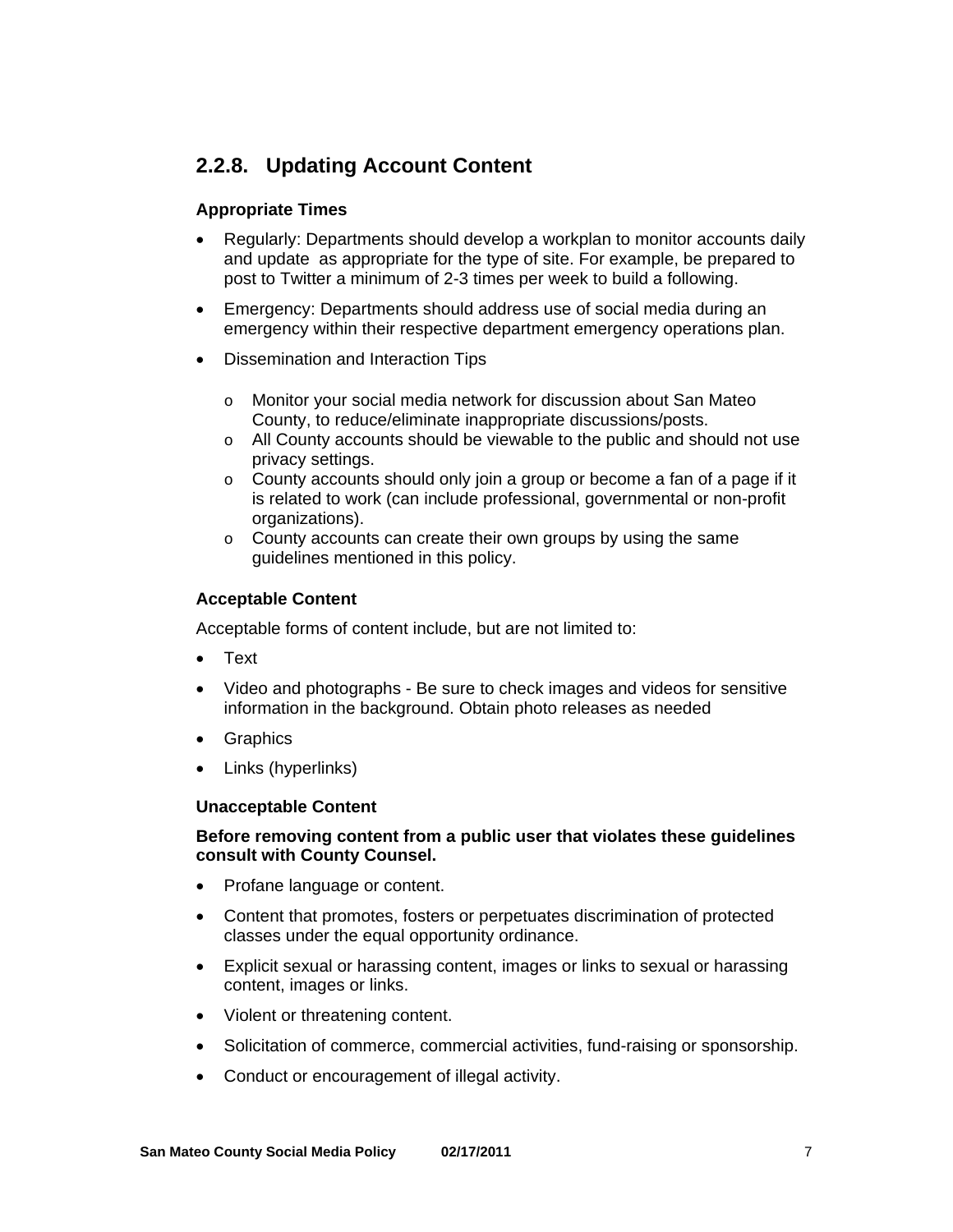### 2.2.8. Updating Account Content

**Appropriate Times**

- Regularly: Departments should develop a workplan to monitor accounts daily and update as appropriate for the type of site. For example, be prepared to post to Twitter a minimum of 2-3 times per week to build a following.
- Emergency: Departments should address use of social media during an emergency within their respective department emergency operations plan.
- Dissemination and Interaction Tips
    - Monitor your social media network for discussion about San Mateo County, to reduce/eliminate inappropriate discussions/posts.
    - All County accounts should be viewable to the public and should not use privacy settings.
    - County accounts should only join a group or become a fan of a page if it is related to work (can include professional, governmental or non-profit organizations).
    - County accounts can create their own groups by using the same guidelines mentioned in this policy.

**Acceptable Content**

Acceptable forms of content include, but are not limited to:

- Text
- Video and photographs - Be sure to check images and videos for sensitive information in the background. Obtain photo releases as needed
- Graphics
- Links (hyperlinks)

**Unacceptable Content**

**Before removing content from a public user that violates these guidelines consult with County Counsel.**

- Profane language or content.
- Content that promotes, fosters or perpetuates discrimination of protected classes under the equal opportunity ordinance.
- Explicit sexual or harassing content, images or links to sexual or harassing content, images or links.
- Violent or threatening content.
- Solicitation of commerce, commercial activities, fund-raising or sponsorship.
- Conduct or encouragement of illegal activity.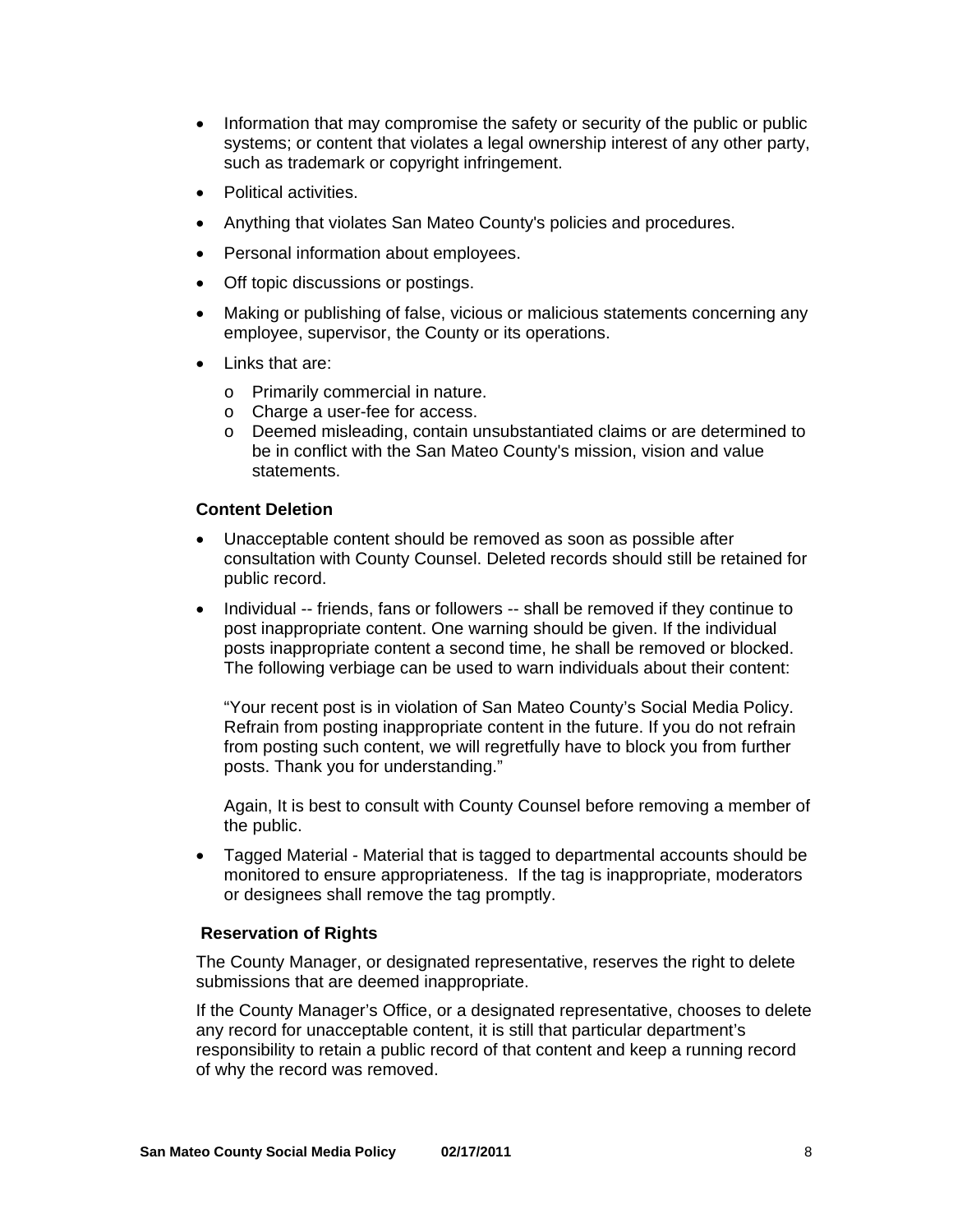- Information that may compromise the safety or security of the public or public systems; or content that violates a legal ownership interest of any other party, such as trademark or copyright infringement.
- Political activities.
- Anything that violates San Mateo County's policies and procedures.
- Personal information about employees.
- Off topic discussions or postings.
- Making or publishing of false, vicious or malicious statements concerning any employee, supervisor, the County or its operations.
- Links that are:
  - Primarily commercial in nature.
  - Charge a user-fee for access.
  - Deemed misleading, contain unsubstantiated claims or are determined to be in conflict with the San Mateo County's mission, vision and value statements.

**Content Deletion**

- Unacceptable content should be removed as soon as possible after consultation with County Counsel. Deleted records should still be retained for public record.
- Individual -- friends, fans or followers -- shall be removed if they continue to post inappropriate content. One warning should be given. If the individual posts inappropriate content a second time, he shall be removed or blocked. The following verbiage can be used to warn individuals about their content:

  "Your recent post is in violation of San Mateo County's Social Media Policy. Refrain from posting inappropriate content in the future. If you do not refrain from posting such content, we will regretfully have to block you from further posts. Thank you for understanding."

  Again, It is best to consult with County Counsel before removing a member of the public.

- Tagged Material - Material that is tagged to departmental accounts should be monitored to ensure appropriateness. If the tag is inappropriate, moderators or designees shall remove the tag promptly.

**Reservation of Rights**

The County Manager, or designated representative, reserves the right to delete submissions that are deemed inappropriate.

If the County Manager's Office, or a designated representative, chooses to delete any record for unacceptable content, it is still that particular department's responsibility to retain a public record of that content and keep a running record of why the record was removed.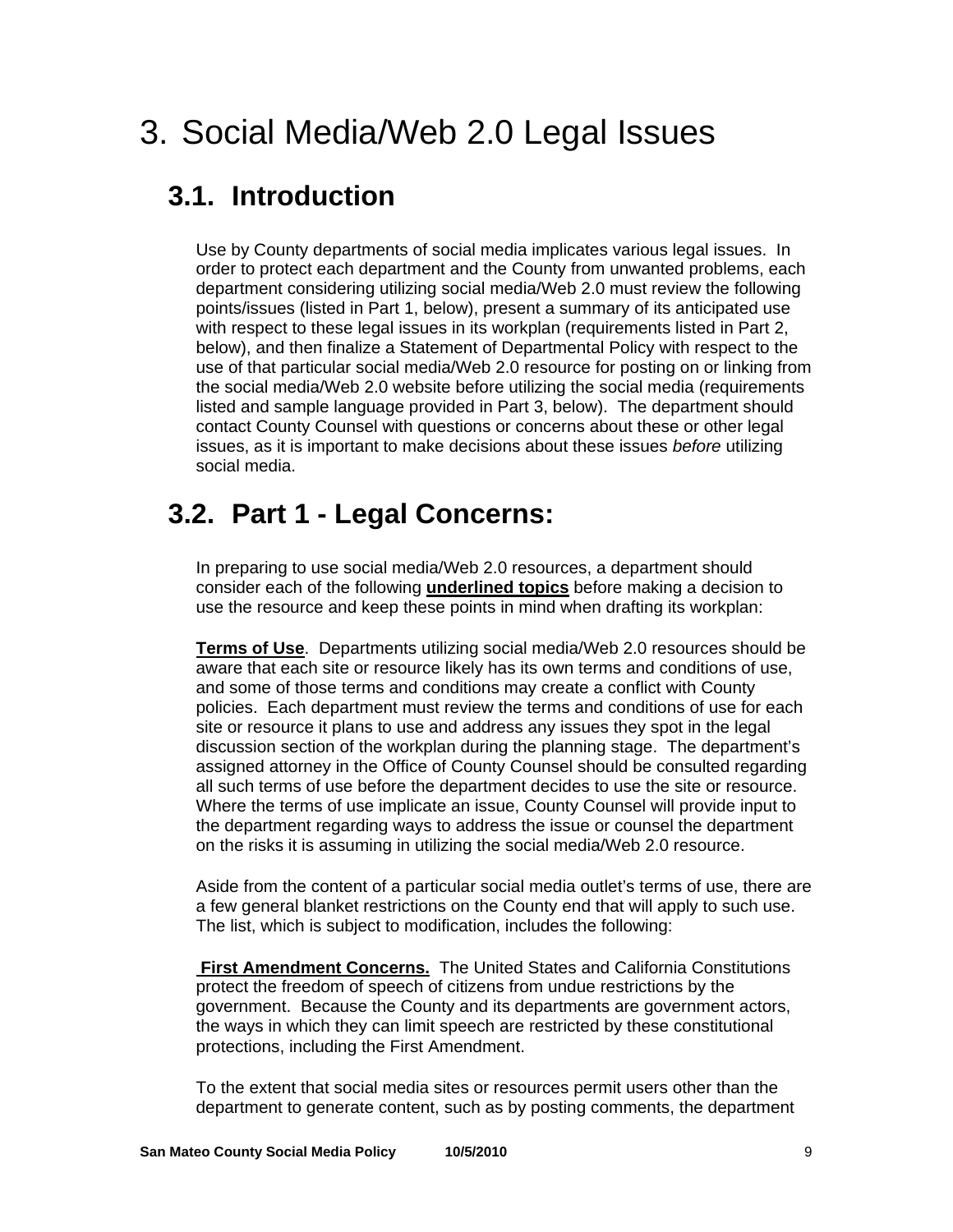# 3. Social Media/Web 2.0 Legal Issues

## 3.1. Introduction

Use by County departments of social media implicates various legal issues. In order to protect each department and the County from unwanted problems, each department considering utilizing social media/Web 2.0 must review the following points/issues (listed in Part 1, below), present a summary of its anticipated use with respect to these legal issues in its workplan (requirements listed in Part 2, below), and then finalize a Statement of Departmental Policy with respect to the use of that particular social media/Web 2.0 resource for posting on or linking from the social media/Web 2.0 website before utilizing the social media (requirements listed and sample language provided in Part 3, below). The department should contact County Counsel with questions or concerns about these or other legal issues, as it is important to make decisions about these issues *before* utilizing social media.

## 3.2. Part 1 - Legal Concerns:

In preparing to use social media/Web 2.0 resources, a department should consider each of the following **underlined topics** before making a decision to use the resource and keep these points in mind when drafting its workplan:

**Terms of Use**. Departments utilizing social media/Web 2.0 resources should be aware that each site or resource likely has its own terms and conditions of use, and some of those terms and conditions may create a conflict with County policies. Each department must review the terms and conditions of use for each site or resource it plans to use and address any issues they spot in the legal discussion section of the workplan during the planning stage. The department's assigned attorney in the Office of County Counsel should be consulted regarding all such terms of use before the department decides to use the site or resource. Where the terms of use implicate an issue, County Counsel will provide input to the department regarding ways to address the issue or counsel the department on the risks it is assuming in utilizing the social media/Web 2.0 resource.

Aside from the content of a particular social media outlet's terms of use, there are a few general blanket restrictions on the County end that will apply to such use. The list, which is subject to modification, includes the following:

**First Amendment Concerns.** The United States and California Constitutions protect the freedom of speech of citizens from undue restrictions by the government. Because the County and its departments are government actors, the ways in which they can limit speech are restricted by these constitutional protections, including the First Amendment.

To the extent that social media sites or resources permit users other than the department to generate content, such as by posting comments, the department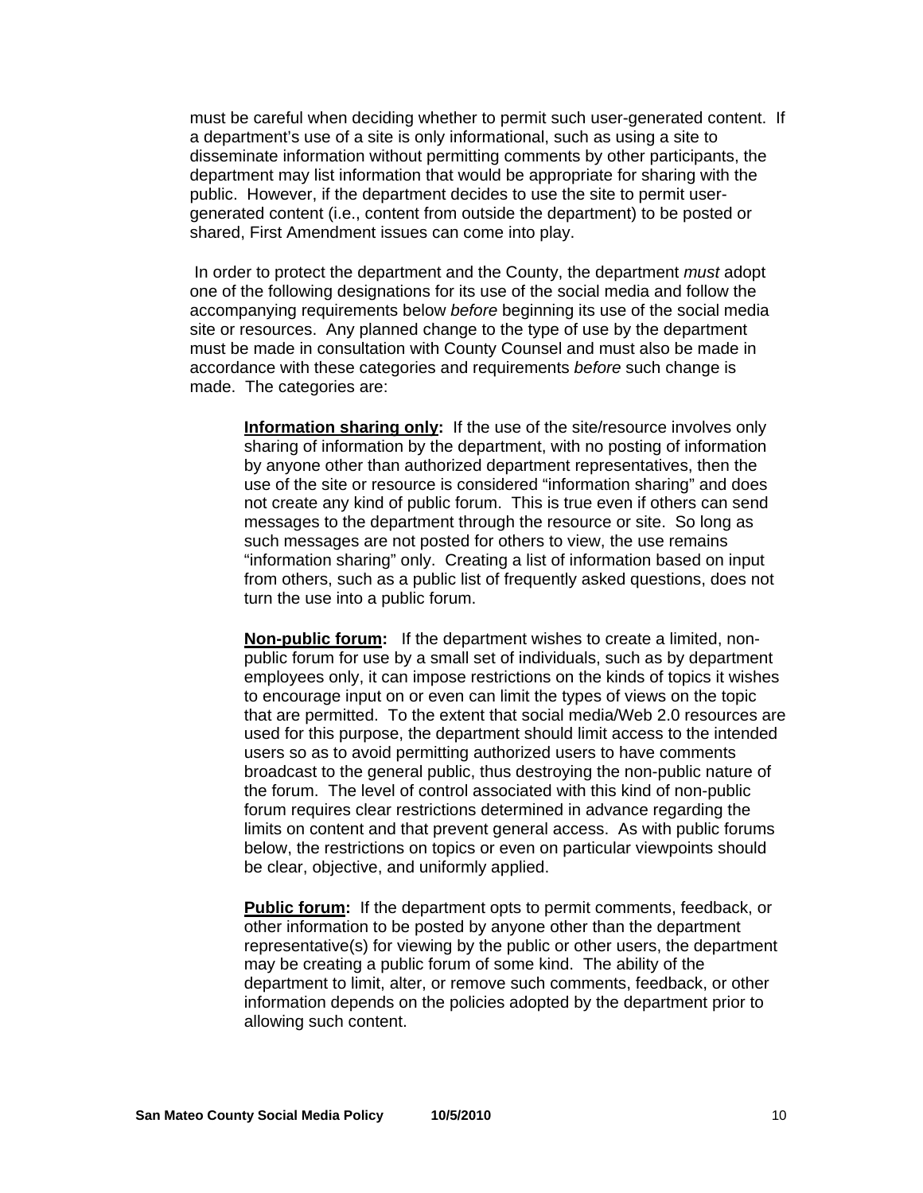must be careful when deciding whether to permit such user-generated content. If a department's use of a site is only informational, such as using a site to disseminate information without permitting comments by other participants, the department may list information that would be appropriate for sharing with the public. However, if the department decides to use the site to permit user-generated content (i.e., content from outside the department) to be posted or shared, First Amendment issues can come into play.

In order to protect the department and the County, the department *must* adopt one of the following designations for its use of the social media and follow the accompanying requirements below *before* beginning its use of the social media site or resources. Any planned change to the type of use by the department must be made in consultation with County Counsel and must also be made in accordance with these categories and requirements *before* such change is made. The categories are:

> **Information sharing only:** If the use of the site/resource involves only sharing of information by the department, with no posting of information by anyone other than authorized department representatives, then the use of the site or resource is considered "information sharing" and does not create any kind of public forum. This is true even if others can send messages to the department through the resource or site. So long as such messages are not posted for others to view, the use remains "information sharing" only. Creating a list of information based on input from others, such as a public list of frequently asked questions, does not turn the use into a public forum.
>
> **Non-public forum:** If the department wishes to create a limited, non-public forum for use by a small set of individuals, such as by department employees only, it can impose restrictions on the kinds of topics it wishes to encourage input on or even can limit the types of views on the topic that are permitted. To the extent that social media/Web 2.0 resources are used for this purpose, the department should limit access to the intended users so as to avoid permitting authorized users to have comments broadcast to the general public, thus destroying the non-public nature of the forum. The level of control associated with this kind of non-public forum requires clear restrictions determined in advance regarding the limits on content and that prevent general access. As with public forums below, the restrictions on topics or even on particular viewpoints should be clear, objective, and uniformly applied.
>
> **Public forum:** If the department opts to permit comments, feedback, or other information to be posted by anyone other than the department representative(s) for viewing by the public or other users, the department may be creating a public forum of some kind. The ability of the department to limit, alter, or remove such comments, feedback, or other information depends on the policies adopted by the department prior to allowing such content.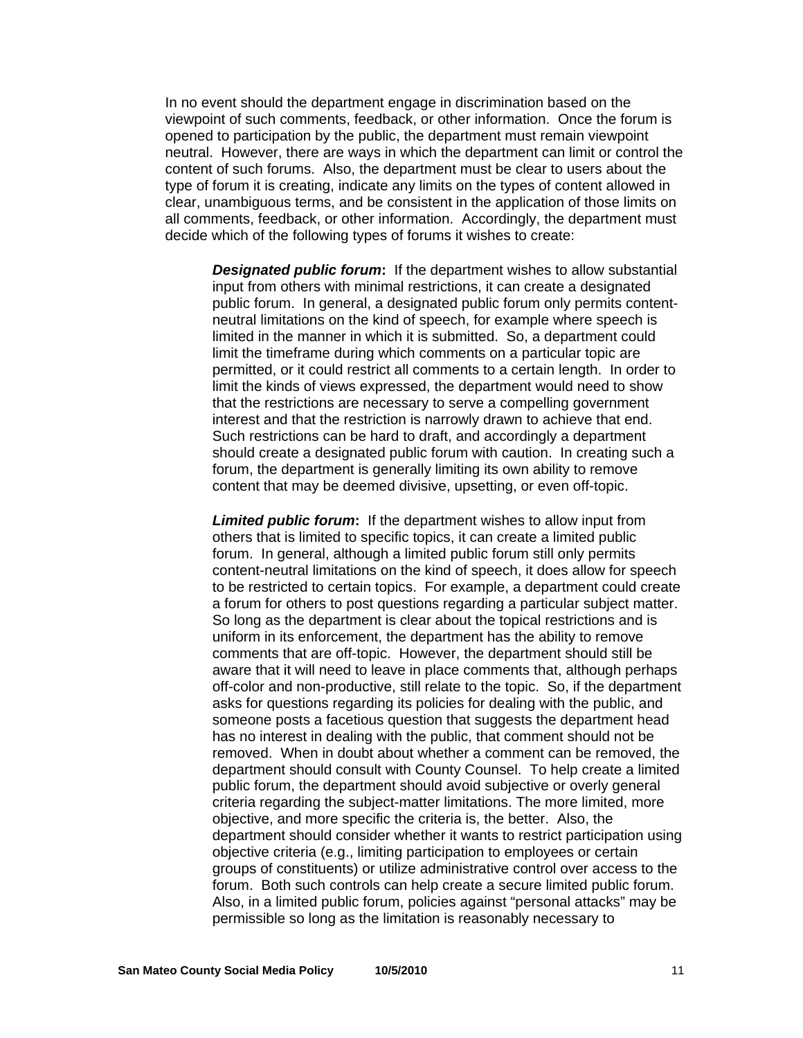In no event should the department engage in discrimination based on the viewpoint of such comments, feedback, or other information. Once the forum is opened to participation by the public, the department must remain viewpoint neutral. However, there are ways in which the department can limit or control the content of such forums. Also, the department must be clear to users about the type of forum it is creating, indicate any limits on the types of content allowed in clear, unambiguous terms, and be consistent in the application of those limits on all comments, feedback, or other information. Accordingly, the department must decide which of the following types of forums it wishes to create:

***Designated public forum*:** If the department wishes to allow substantial input from others with minimal restrictions, it can create a designated public forum. In general, a designated public forum only permits content-neutral limitations on the kind of speech, for example where speech is limited in the manner in which it is submitted. So, a department could limit the timeframe during which comments on a particular topic are permitted, or it could restrict all comments to a certain length. In order to limit the kinds of views expressed, the department would need to show that the restrictions are necessary to serve a compelling government interest and that the restriction is narrowly drawn to achieve that end. Such restrictions can be hard to draft, and accordingly a department should create a designated public forum with caution. In creating such a forum, the department is generally limiting its own ability to remove content that may be deemed divisive, upsetting, or even off-topic.

***Limited public forum*:** If the department wishes to allow input from others that is limited to specific topics, it can create a limited public forum. In general, although a limited public forum still only permits content-neutral limitations on the kind of speech, it does allow for speech to be restricted to certain topics. For example, a department could create a forum for others to post questions regarding a particular subject matter. So long as the department is clear about the topical restrictions and is uniform in its enforcement, the department has the ability to remove comments that are off-topic. However, the department should still be aware that it will need to leave in place comments that, although perhaps off-color and non-productive, still relate to the topic. So, if the department asks for questions regarding its policies for dealing with the public, and someone posts a facetious question that suggests the department head has no interest in dealing with the public, that comment should not be removed. When in doubt about whether a comment can be removed, the department should consult with County Counsel. To help create a limited public forum, the department should avoid subjective or overly general criteria regarding the subject-matter limitations. The more limited, more objective, and more specific the criteria is, the better. Also, the department should consider whether it wants to restrict participation using objective criteria (e.g., limiting participation to employees or certain groups of constituents) or utilize administrative control over access to the forum. Both such controls can help create a secure limited public forum. Also, in a limited public forum, policies against "personal attacks" may be permissible so long as the limitation is reasonably necessary to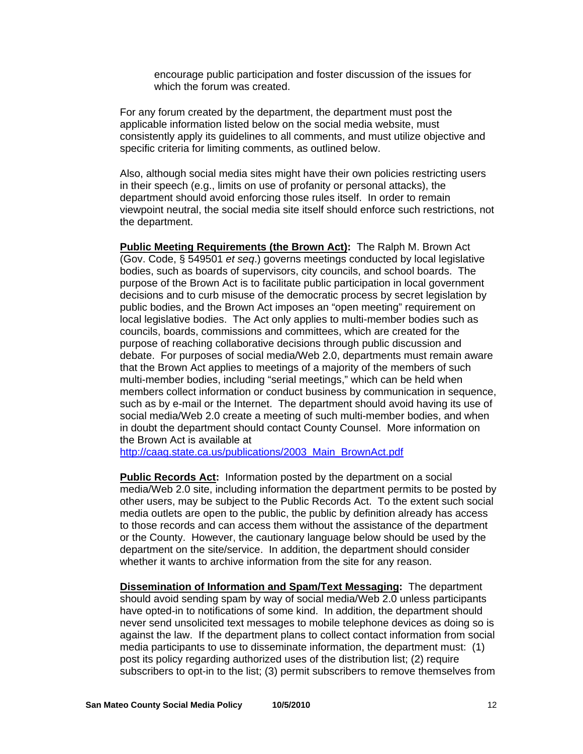encourage public participation and foster discussion of the issues for which the forum was created.

For any forum created by the department, the department must post the applicable information listed below on the social media website, must consistently apply its guidelines to all comments, and must utilize objective and specific criteria for limiting comments, as outlined below.

Also, although social media sites might have their own policies restricting users in their speech (e.g., limits on use of profanity or personal attacks), the department should avoid enforcing those rules itself. In order to remain viewpoint neutral, the social media site itself should enforce such restrictions, not the department.

**Public Meeting Requirements (the Brown Act):** The Ralph M. Brown Act (Gov. Code, § 549501 *et seq*.) governs meetings conducted by local legislative bodies, such as boards of supervisors, city councils, and school boards. The purpose of the Brown Act is to facilitate public participation in local government decisions and to curb misuse of the democratic process by secret legislation by public bodies, and the Brown Act imposes an "open meeting" requirement on local legislative bodies. The Act only applies to multi-member bodies such as councils, boards, commissions and committees, which are created for the purpose of reaching collaborative decisions through public discussion and debate. For purposes of social media/Web 2.0, departments must remain aware that the Brown Act applies to meetings of a majority of the members of such multi-member bodies, including "serial meetings," which can be held when members collect information or conduct business by communication in sequence, such as by e-mail or the Internet. The department should avoid having its use of social media/Web 2.0 create a meeting of such multi-member bodies, and when in doubt the department should contact County Counsel. More information on the Brown Act is available at http://caag.state.ca.us/publications/2003_Main_BrownAct.pdf

**Public Records Act:** Information posted by the department on a social media/Web 2.0 site, including information the department permits to be posted by other users, may be subject to the Public Records Act. To the extent such social media outlets are open to the public, the public by definition already has access to those records and can access them without the assistance of the department or the County. However, the cautionary language below should be used by the department on the site/service. In addition, the department should consider whether it wants to archive information from the site for any reason.

**Dissemination of Information and Spam/Text Messaging:** The department should avoid sending spam by way of social media/Web 2.0 unless participants have opted-in to notifications of some kind. In addition, the department should never send unsolicited text messages to mobile telephone devices as doing so is against the law. If the department plans to collect contact information from social media participants to use to disseminate information, the department must: (1) post its policy regarding authorized uses of the distribution list; (2) require subscribers to opt-in to the list; (3) permit subscribers to remove themselves from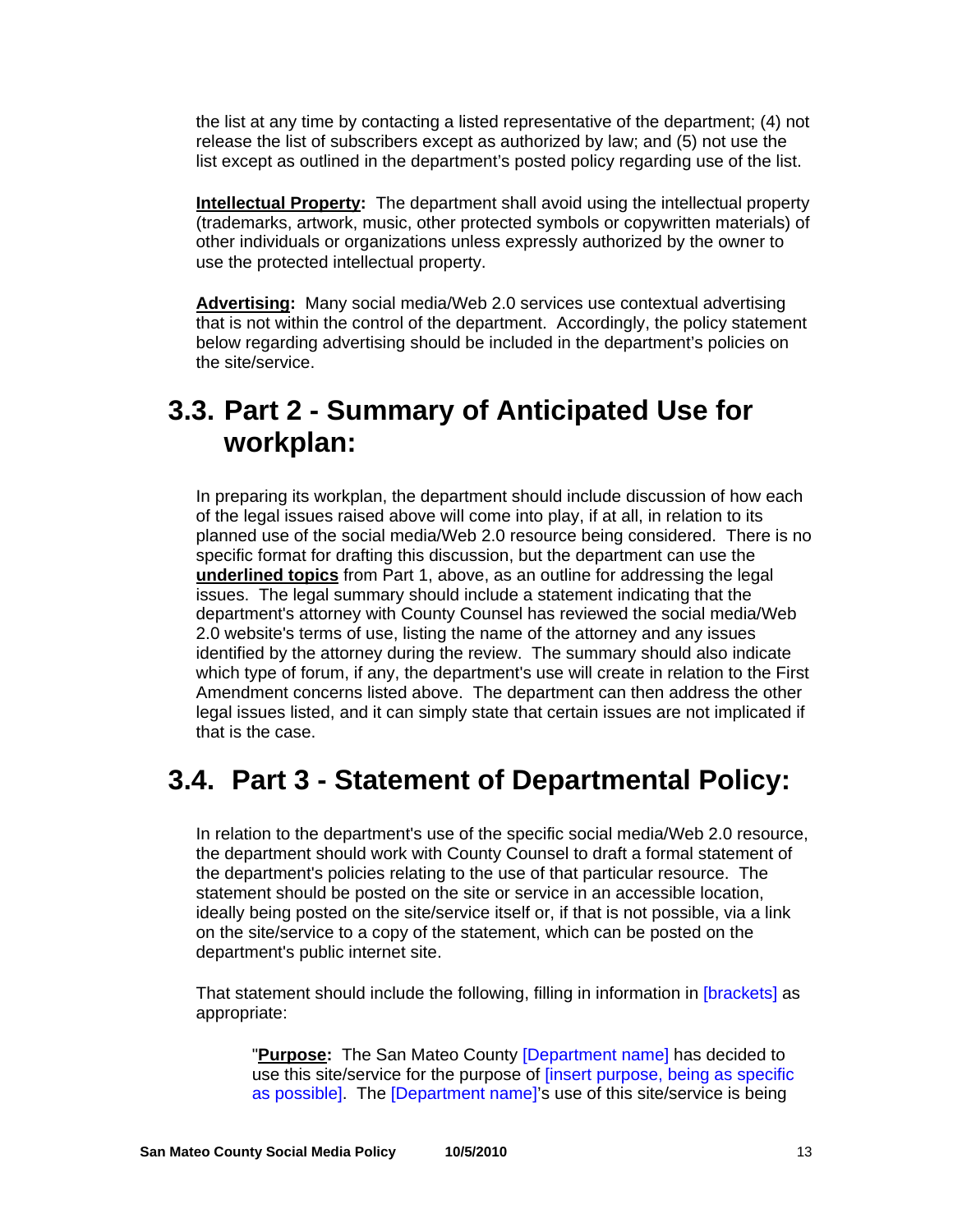the list at any time by contacting a listed representative of the department; (4) not release the list of subscribers except as authorized by law; and (5) not use the list except as outlined in the department's posted policy regarding use of the list.

**Intellectual Property:** The department shall avoid using the intellectual property (trademarks, artwork, music, other protected symbols or copywritten materials) of other individuals or organizations unless expressly authorized by the owner to use the protected intellectual property.

**Advertising:** Many social media/Web 2.0 services use contextual advertising that is not within the control of the department. Accordingly, the policy statement below regarding advertising should be included in the department's policies on the site/service.

## 3.3. Part 2 - Summary of Anticipated Use for workplan:

In preparing its workplan, the department should include discussion of how each of the legal issues raised above will come into play, if at all, in relation to its planned use of the social media/Web 2.0 resource being considered. There is no specific format for drafting this discussion, but the department can use the **underlined topics** from Part 1, above, as an outline for addressing the legal issues. The legal summary should include a statement indicating that the department's attorney with County Counsel has reviewed the social media/Web 2.0 website's terms of use, listing the name of the attorney and any issues identified by the attorney during the review. The summary should also indicate which type of forum, if any, the department's use will create in relation to the First Amendment concerns listed above. The department can then address the other legal issues listed, and it can simply state that certain issues are not implicated if that is the case.

## 3.4. Part 3 - Statement of Departmental Policy:

In relation to the department's use of the specific social media/Web 2.0 resource, the department should work with County Counsel to draft a formal statement of the department's policies relating to the use of that particular resource. The statement should be posted on the site or service in an accessible location, ideally being posted on the site/service itself or, if that is not possible, via a link on the site/service to a copy of the statement, which can be posted on the department's public internet site.

That statement should include the following, filling in information in [brackets] as appropriate:

> "**Purpose:** The San Mateo County [Department name] has decided to use this site/service for the purpose of [insert purpose, being as specific as possible]. The [Department name]'s use of this site/service is being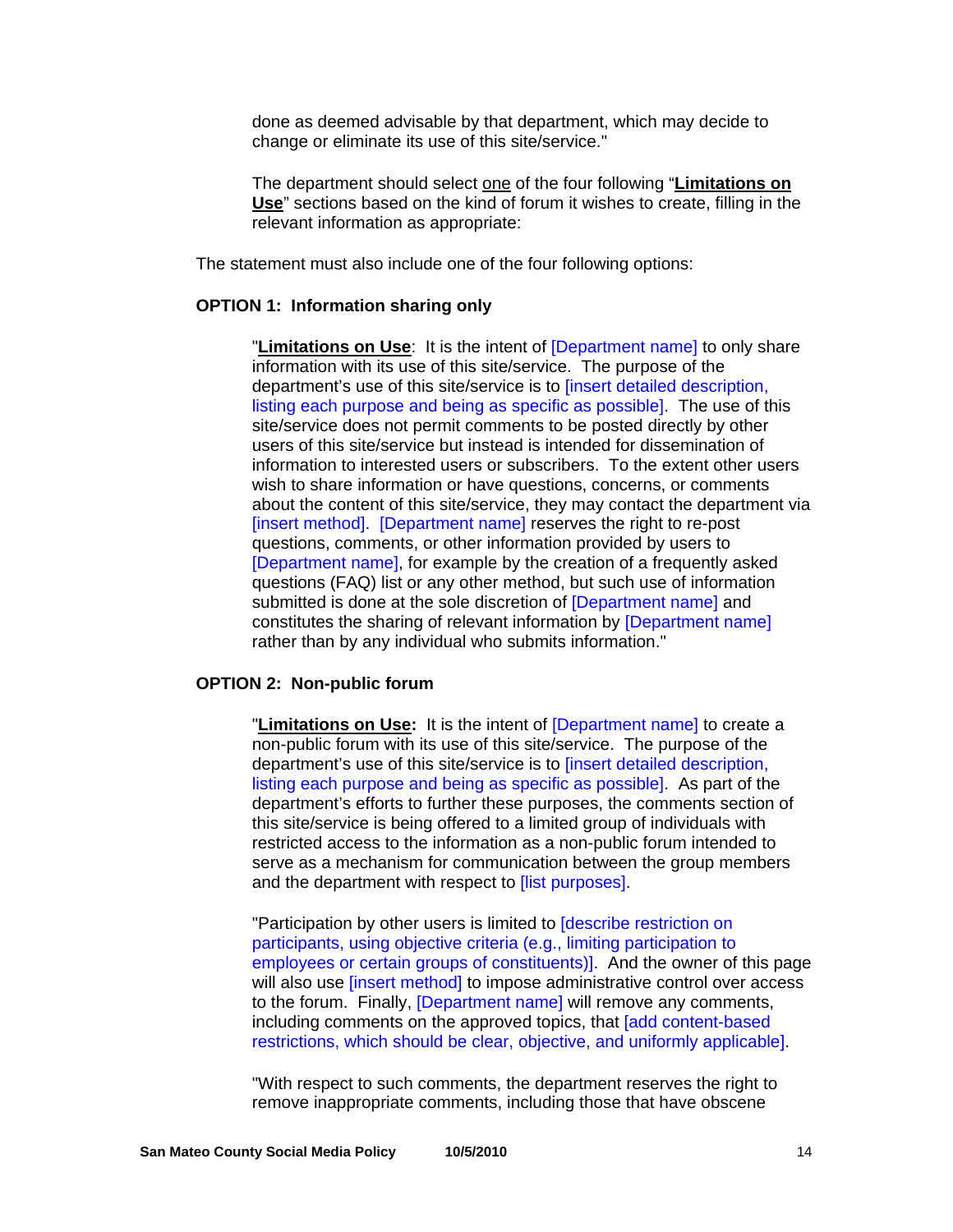done as deemed advisable by that department, which may decide to change or eliminate its use of this site/service."

The department should select <u>one</u> of the four following "**<u>Limitations on Use</u>**" sections based on the kind of forum it wishes to create, filling in the relevant information as appropriate:

The statement must also include one of the four following options:

**OPTION 1: Information sharing only**

"**<u>Limitations on Use</u>**: It is the intent of [Department name] to only share information with its use of this site/service. The purpose of the department's use of this site/service is to [insert detailed description, listing each purpose and being as specific as possible]. The use of this site/service does not permit comments to be posted directly by other users of this site/service but instead is intended for dissemination of information to interested users or subscribers. To the extent other users wish to share information or have questions, concerns, or comments about the content of this site/service, they may contact the department via [insert method]. [Department name] reserves the right to re-post questions, comments, or other information provided by users to [Department name], for example by the creation of a frequently asked questions (FAQ) list or any other method, but such use of information submitted is done at the sole discretion of [Department name] and constitutes the sharing of relevant information by [Department name] rather than by any individual who submits information."

**OPTION 2: Non-public forum**

"**<u>Limitations on Use</u>:** It is the intent of [Department name] to create a non-public forum with its use of this site/service. The purpose of the department's use of this site/service is to [insert detailed description, listing each purpose and being as specific as possible]. As part of the department's efforts to further these purposes, the comments section of this site/service is being offered to a limited group of individuals with restricted access to the information as a non-public forum intended to serve as a mechanism for communication between the group members and the department with respect to [list purposes].

"Participation by other users is limited to [describe restriction on participants, using objective criteria (e.g., limiting participation to employees or certain groups of constituents)]. And the owner of this page will also use [insert method] to impose administrative control over access to the forum. Finally, [Department name] will remove any comments, including comments on the approved topics, that [add content-based restrictions, which should be clear, objective, and uniformly applicable].

"With respect to such comments, the department reserves the right to remove inappropriate comments, including those that have obscene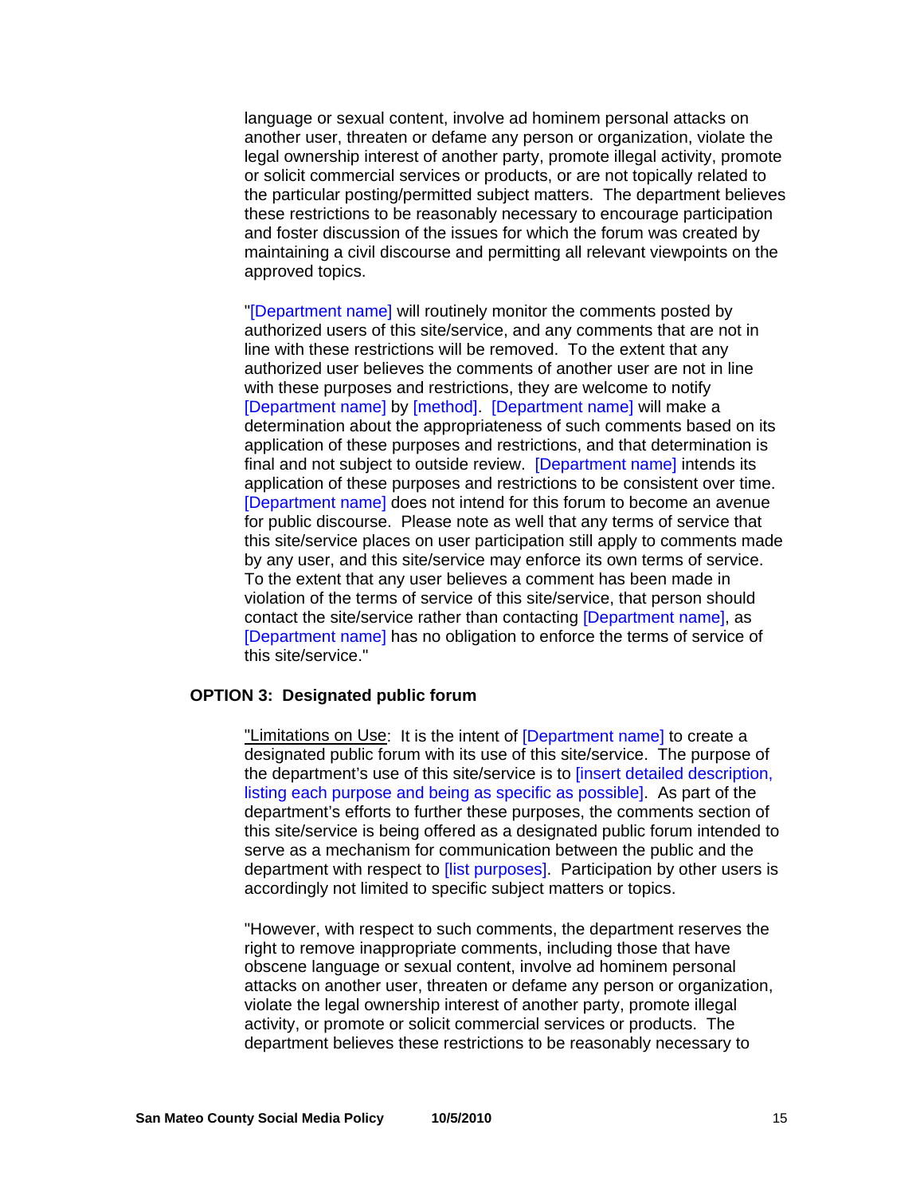language or sexual content, involve ad hominem personal attacks on another user, threaten or defame any person or organization, violate the legal ownership interest of another party, promote illegal activity, promote or solicit commercial services or products, or are not topically related to the particular posting/permitted subject matters. The department believes these restrictions to be reasonably necessary to encourage participation and foster discussion of the issues for which the forum was created by maintaining a civil discourse and permitting all relevant viewpoints on the approved topics.

"[Department name] will routinely monitor the comments posted by authorized users of this site/service, and any comments that are not in line with these restrictions will be removed. To the extent that any authorized user believes the comments of another user are not in line with these purposes and restrictions, they are welcome to notify [Department name] by [method]. [Department name] will make a determination about the appropriateness of such comments based on its application of these purposes and restrictions, and that determination is final and not subject to outside review. [Department name] intends its application of these purposes and restrictions to be consistent over time. [Department name] does not intend for this forum to become an avenue for public discourse. Please note as well that any terms of service that this site/service places on user participation still apply to comments made by any user, and this site/service may enforce its own terms of service. To the extent that any user believes a comment has been made in violation of the terms of service of this site/service, that person should contact the site/service rather than contacting [Department name], as [Department name] has no obligation to enforce the terms of service of this site/service."

**OPTION 3: Designated public forum**

"Limitations on Use: It is the intent of [Department name] to create a designated public forum with its use of this site/service. The purpose of the department's use of this site/service is to [insert detailed description, listing each purpose and being as specific as possible]. As part of the department's efforts to further these purposes, the comments section of this site/service is being offered as a designated public forum intended to serve as a mechanism for communication between the public and the department with respect to [list purposes]. Participation by other users is accordingly not limited to specific subject matters or topics.

"However, with respect to such comments, the department reserves the right to remove inappropriate comments, including those that have obscene language or sexual content, involve ad hominem personal attacks on another user, threaten or defame any person or organization, violate the legal ownership interest of another party, promote illegal activity, or promote or solicit commercial services or products. The department believes these restrictions to be reasonably necessary to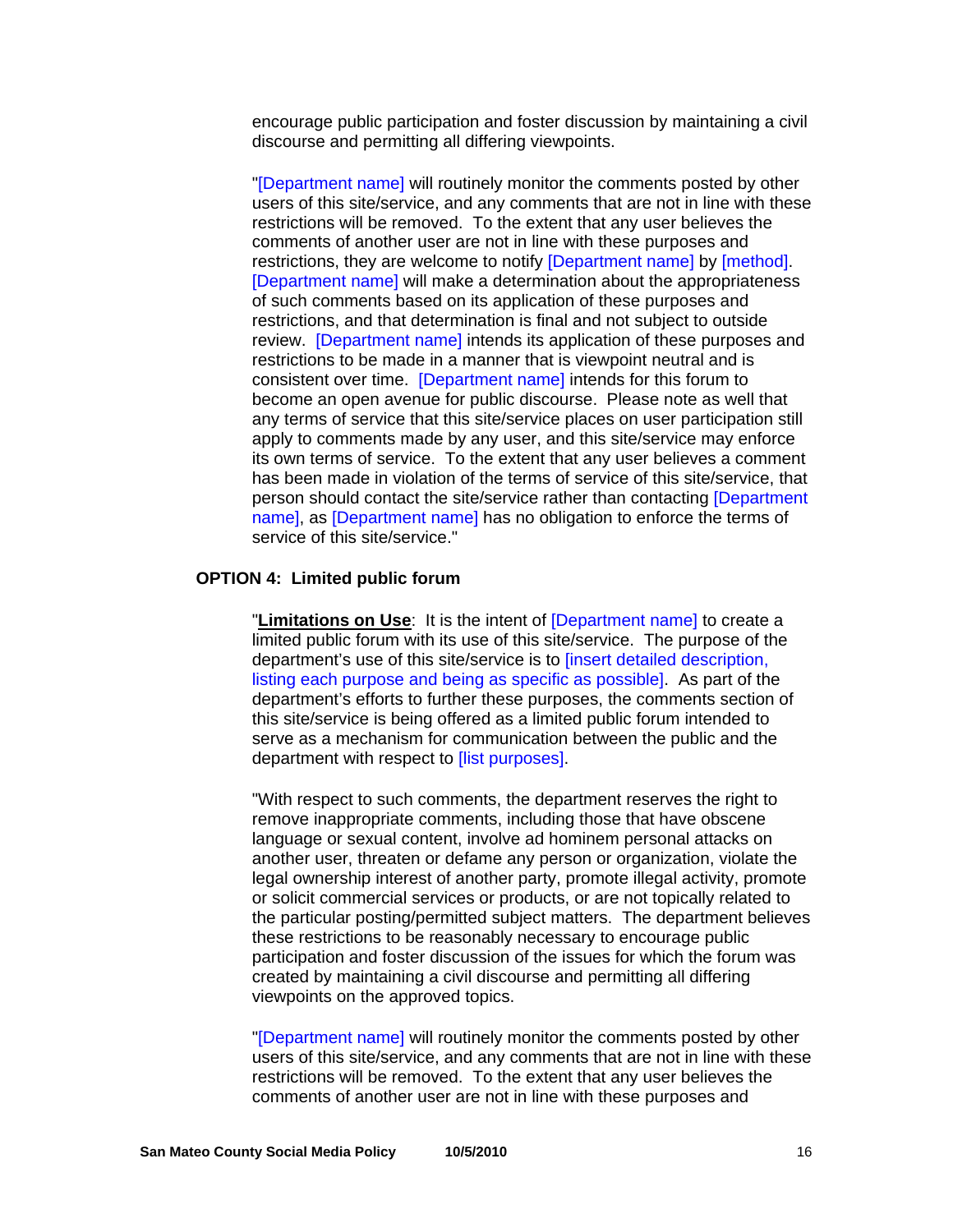encourage public participation and foster discussion by maintaining a civil discourse and permitting all differing viewpoints.

"[Department name] will routinely monitor the comments posted by other users of this site/service, and any comments that are not in line with these restrictions will be removed. To the extent that any user believes the comments of another user are not in line with these purposes and restrictions, they are welcome to notify [Department name] by [method]. [Department name] will make a determination about the appropriateness of such comments based on its application of these purposes and restrictions, and that determination is final and not subject to outside review. [Department name] intends its application of these purposes and restrictions to be made in a manner that is viewpoint neutral and is consistent over time. [Department name] intends for this forum to become an open avenue for public discourse. Please note as well that any terms of service that this site/service places on user participation still apply to comments made by any user, and this site/service may enforce its own terms of service. To the extent that any user believes a comment has been made in violation of the terms of service of this site/service, that person should contact the site/service rather than contacting [Department name], as [Department name] has no obligation to enforce the terms of service of this site/service."

**OPTION 4: Limited public forum**

"**Limitations on Use**: It is the intent of [Department name] to create a limited public forum with its use of this site/service. The purpose of the department's use of this site/service is to [insert detailed description, listing each purpose and being as specific as possible]. As part of the department's efforts to further these purposes, the comments section of this site/service is being offered as a limited public forum intended to serve as a mechanism for communication between the public and the department with respect to [list purposes].

"With respect to such comments, the department reserves the right to remove inappropriate comments, including those that have obscene language or sexual content, involve ad hominem personal attacks on another user, threaten or defame any person or organization, violate the legal ownership interest of another party, promote illegal activity, promote or solicit commercial services or products, or are not topically related to the particular posting/permitted subject matters. The department believes these restrictions to be reasonably necessary to encourage public participation and foster discussion of the issues for which the forum was created by maintaining a civil discourse and permitting all differing viewpoints on the approved topics.

"[Department name] will routinely monitor the comments posted by other users of this site/service, and any comments that are not in line with these restrictions will be removed. To the extent that any user believes the comments of another user are not in line with these purposes and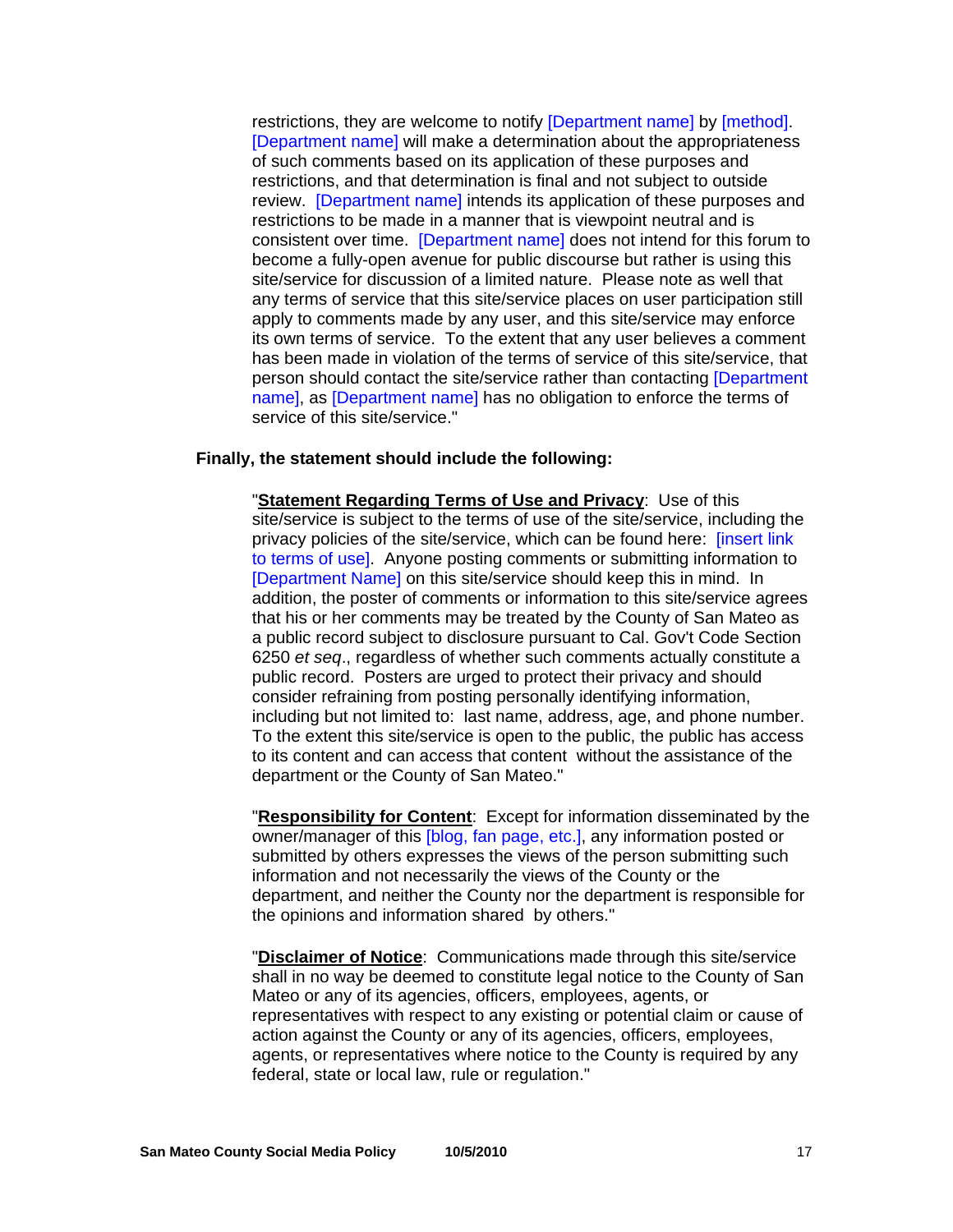restrictions, they are welcome to notify [Department name] by [method]. [Department name] will make a determination about the appropriateness of such comments based on its application of these purposes and restrictions, and that determination is final and not subject to outside review. [Department name] intends its application of these purposes and restrictions to be made in a manner that is viewpoint neutral and is consistent over time. [Department name] does not intend for this forum to become a fully-open avenue for public discourse but rather is using this site/service for discussion of a limited nature. Please note as well that any terms of service that this site/service places on user participation still apply to comments made by any user, and this site/service may enforce its own terms of service. To the extent that any user believes a comment has been made in violation of the terms of service of this site/service, that person should contact the site/service rather than contacting [Department name], as [Department name] has no obligation to enforce the terms of service of this site/service."

**Finally, the statement should include the following:**

"**Statement Regarding Terms of Use and Privacy**: Use of this site/service is subject to the terms of use of the site/service, including the privacy policies of the site/service, which can be found here: [insert link to terms of use]. Anyone posting comments or submitting information to [Department Name] on this site/service should keep this in mind. In addition, the poster of comments or information to this site/service agrees that his or her comments may be treated by the County of San Mateo as a public record subject to disclosure pursuant to Cal. Gov't Code Section 6250 *et seq*., regardless of whether such comments actually constitute a public record. Posters are urged to protect their privacy and should consider refraining from posting personally identifying information, including but not limited to: last name, address, age, and phone number. To the extent this site/service is open to the public, the public has access to its content and can access that content without the assistance of the department or the County of San Mateo."

"**Responsibility for Content**: Except for information disseminated by the owner/manager of this [blog, fan page, etc.], any information posted or submitted by others expresses the views of the person submitting such information and not necessarily the views of the County or the department, and neither the County nor the department is responsible for the opinions and information shared by others."

"**Disclaimer of Notice**: Communications made through this site/service shall in no way be deemed to constitute legal notice to the County of San Mateo or any of its agencies, officers, employees, agents, or representatives with respect to any existing or potential claim or cause of action against the County or any of its agencies, officers, employees, agents, or representatives where notice to the County is required by any federal, state or local law, rule or regulation."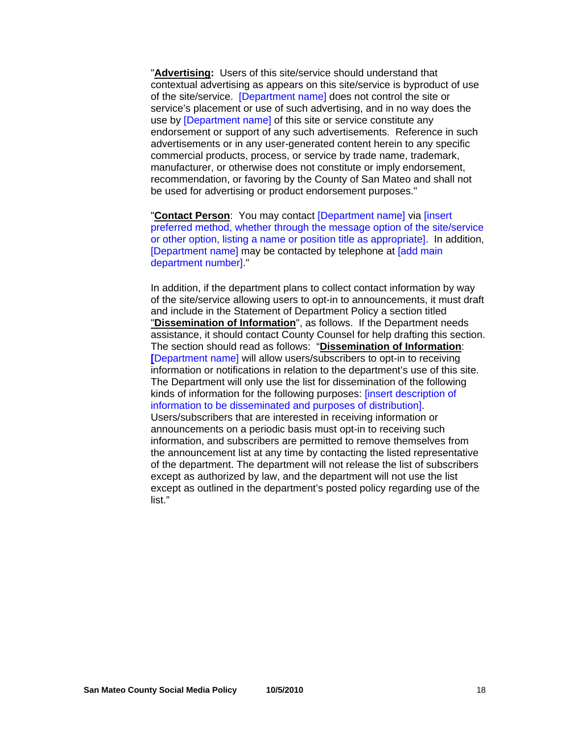"**Advertising:** Users of this site/service should understand that contextual advertising as appears on this site/service is byproduct of use of the site/service. [Department name] does not control the site or service's placement or use of such advertising, and in no way does the use by [Department name] of this site or service constitute any endorsement or support of any such advertisements. Reference in such advertisements or in any user-generated content herein to any specific commercial products, process, or service by trade name, trademark, manufacturer, or otherwise does not constitute or imply endorsement, recommendation, or favoring by the County of San Mateo and shall not be used for advertising or product endorsement purposes."

"**Contact Person**: You may contact [Department name] via [insert preferred method, whether through the message option of the site/service or other option, listing a name or position title as appropriate]. In addition, [Department name] may be contacted by telephone at [add main department number]."

In addition, if the department plans to collect contact information by way of the site/service allowing users to opt-in to announcements, it must draft and include in the Statement of Department Policy a section titled "**Dissemination of Information**", as follows. If the Department needs assistance, it should contact County Counsel for help drafting this section. The section should read as follows: "**Dissemination of Information**: [Department name] will allow users/subscribers to opt-in to receiving information or notifications in relation to the department's use of this site. The Department will only use the list for dissemination of the following kinds of information for the following purposes: [insert description of information to be disseminated and purposes of distribution]. Users/subscribers that are interested in receiving information or announcements on a periodic basis must opt-in to receiving such information, and subscribers are permitted to remove themselves from the announcement list at any time by contacting the listed representative of the department. The department will not release the list of subscribers except as authorized by law, and the department will not use the list except as outlined in the department's posted policy regarding use of the list."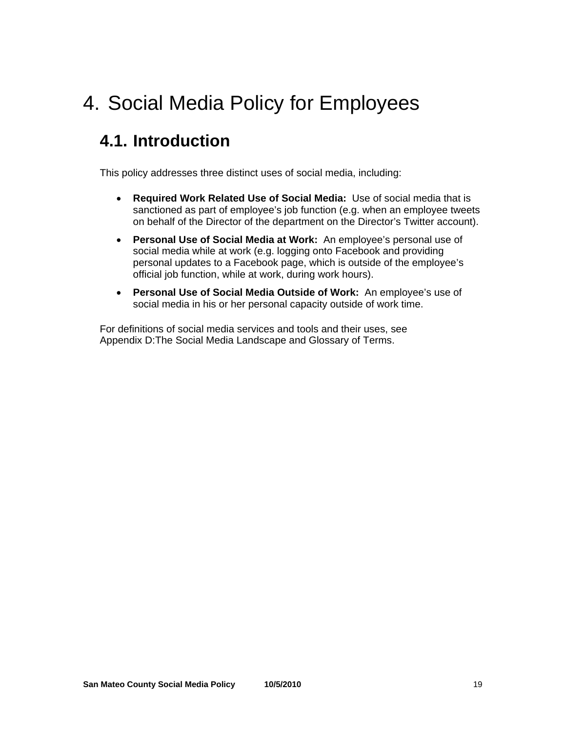# 4. Social Media Policy for Employees

## 4.1. Introduction

This policy addresses three distinct uses of social media, including:

- **Required Work Related Use of Social Media:** Use of social media that is sanctioned as part of employee's job function (e.g. when an employee tweets on behalf of the Director of the department on the Director's Twitter account).
- **Personal Use of Social Media at Work:** An employee's personal use of social media while at work (e.g. logging onto Facebook and providing personal updates to a Facebook page, which is outside of the employee's official job function, while at work, during work hours).
- **Personal Use of Social Media Outside of Work:** An employee's use of social media in his or her personal capacity outside of work time.

For definitions of social media services and tools and their uses, see Appendix D:The Social Media Landscape and Glossary of Terms.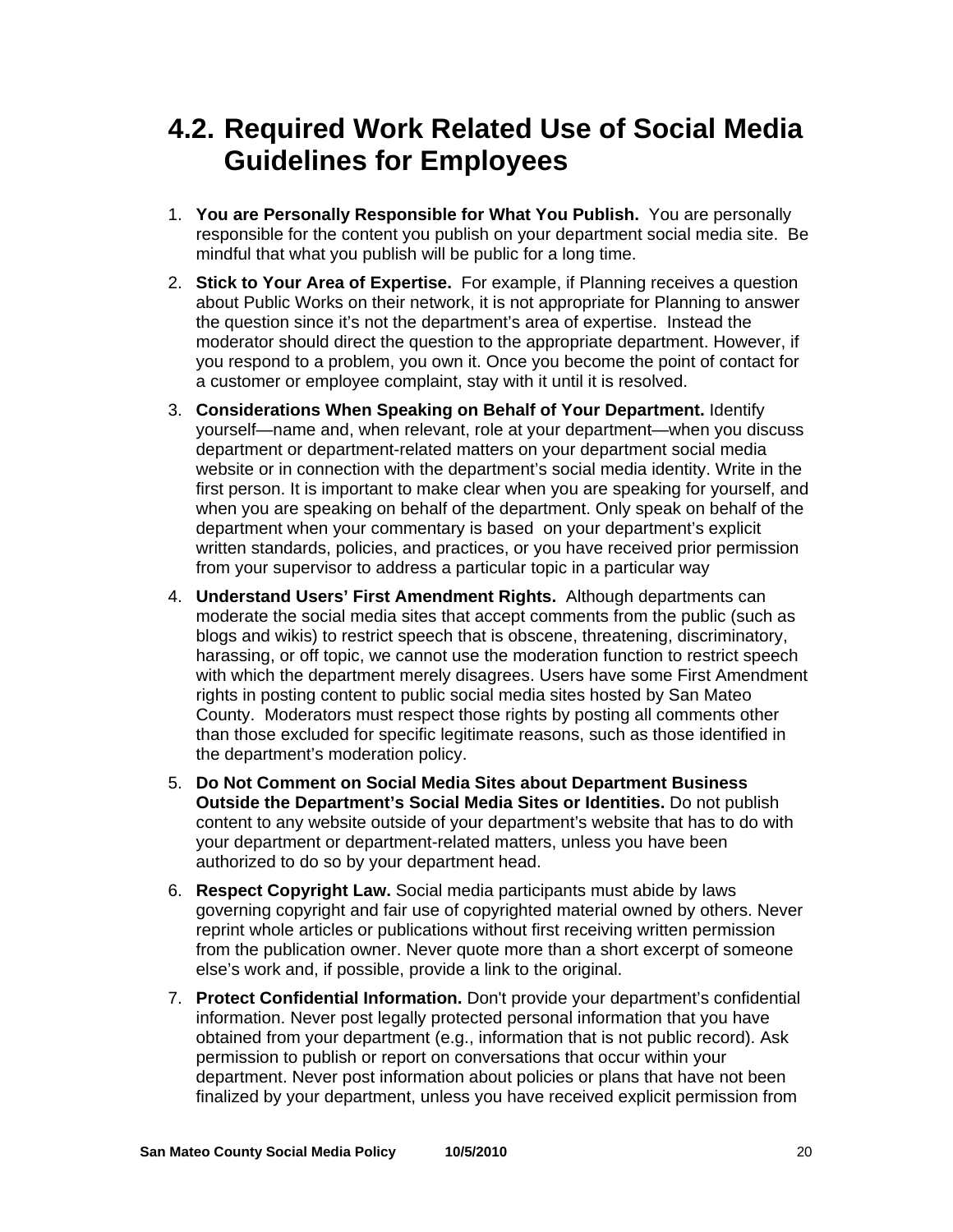## 4.2. Required Work Related Use of Social Media Guidelines for Employees

1. **You are Personally Responsible for What You Publish.** You are personally responsible for the content you publish on your department social media site. Be mindful that what you publish will be public for a long time.

2. **Stick to Your Area of Expertise.** For example, if Planning receives a question about Public Works on their network, it is not appropriate for Planning to answer the question since it's not the department's area of expertise. Instead the moderator should direct the question to the appropriate department. However, if you respond to a problem, you own it. Once you become the point of contact for a customer or employee complaint, stay with it until it is resolved.

3. **Considerations When Speaking on Behalf of Your Department.** Identify yourself—name and, when relevant, role at your department—when you discuss department or department-related matters on your department social media website or in connection with the department's social media identity. Write in the first person. It is important to make clear when you are speaking for yourself, and when you are speaking on behalf of the department. Only speak on behalf of the department when your commentary is based on your department's explicit written standards, policies, and practices, or you have received prior permission from your supervisor to address a particular topic in a particular way

4. **Understand Users' First Amendment Rights.** Although departments can moderate the social media sites that accept comments from the public (such as blogs and wikis) to restrict speech that is obscene, threatening, discriminatory, harassing, or off topic, we cannot use the moderation function to restrict speech with which the department merely disagrees. Users have some First Amendment rights in posting content to public social media sites hosted by San Mateo County. Moderators must respect those rights by posting all comments other than those excluded for specific legitimate reasons, such as those identified in the department's moderation policy.

5. **Do Not Comment on Social Media Sites about Department Business Outside the Department's Social Media Sites or Identities.** Do not publish content to any website outside of your department's website that has to do with your department or department-related matters, unless you have been authorized to do so by your department head.

6. **Respect Copyright Law.** Social media participants must abide by laws governing copyright and fair use of copyrighted material owned by others. Never reprint whole articles or publications without first receiving written permission from the publication owner. Never quote more than a short excerpt of someone else's work and, if possible, provide a link to the original.

7. **Protect Confidential Information.** Don't provide your department's confidential information. Never post legally protected personal information that you have obtained from your department (e.g., information that is not public record). Ask permission to publish or report on conversations that occur within your department. Never post information about policies or plans that have not been finalized by your department, unless you have received explicit permission from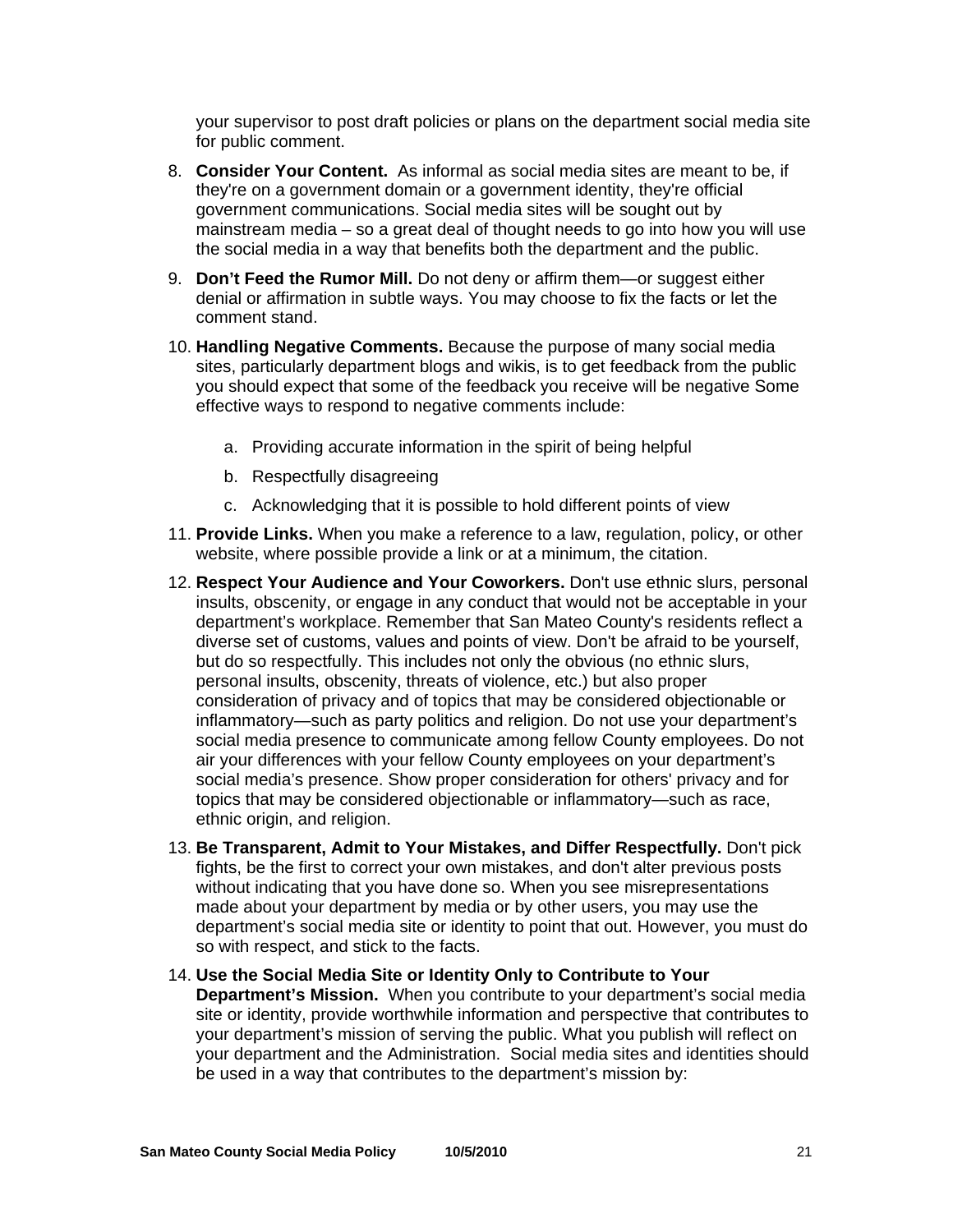your supervisor to post draft policies or plans on the department social media site for public comment.

8. **Consider Your Content.** As informal as social media sites are meant to be, if they're on a government domain or a government identity, they're official government communications. Social media sites will be sought out by mainstream media – so a great deal of thought needs to go into how you will use the social media in a way that benefits both the department and the public.

9. **Don't Feed the Rumor Mill.** Do not deny or affirm them—or suggest either denial or affirmation in subtle ways. You may choose to fix the facts or let the comment stand.

10. **Handling Negative Comments.** Because the purpose of many social media sites, particularly department blogs and wikis, is to get feedback from the public you should expect that some of the feedback you receive will be negative Some effective ways to respond to negative comments include:

    a. Providing accurate information in the spirit of being helpful

    b. Respectfully disagreeing

    c. Acknowledging that it is possible to hold different points of view

11. **Provide Links.** When you make a reference to a law, regulation, policy, or other website, where possible provide a link or at a minimum, the citation.

12. **Respect Your Audience and Your Coworkers.** Don't use ethnic slurs, personal insults, obscenity, or engage in any conduct that would not be acceptable in your department's workplace. Remember that San Mateo County's residents reflect a diverse set of customs, values and points of view. Don't be afraid to be yourself, but do so respectfully. This includes not only the obvious (no ethnic slurs, personal insults, obscenity, threats of violence, etc.) but also proper consideration of privacy and of topics that may be considered objectionable or inflammatory—such as party politics and religion. Do not use your department's social media presence to communicate among fellow County employees. Do not air your differences with your fellow County employees on your department's social media's presence. Show proper consideration for others' privacy and for topics that may be considered objectionable or inflammatory—such as race, ethnic origin, and religion.

13. **Be Transparent, Admit to Your Mistakes, and Differ Respectfully.** Don't pick fights, be the first to correct your own mistakes, and don't alter previous posts without indicating that you have done so. When you see misrepresentations made about your department by media or by other users, you may use the department's social media site or identity to point that out. However, you must do so with respect, and stick to the facts.

14. **Use the Social Media Site or Identity Only to Contribute to Your Department's Mission.** When you contribute to your department's social media site or identity, provide worthwhile information and perspective that contributes to your department's mission of serving the public. What you publish will reflect on your department and the Administration. Social media sites and identities should be used in a way that contributes to the department's mission by: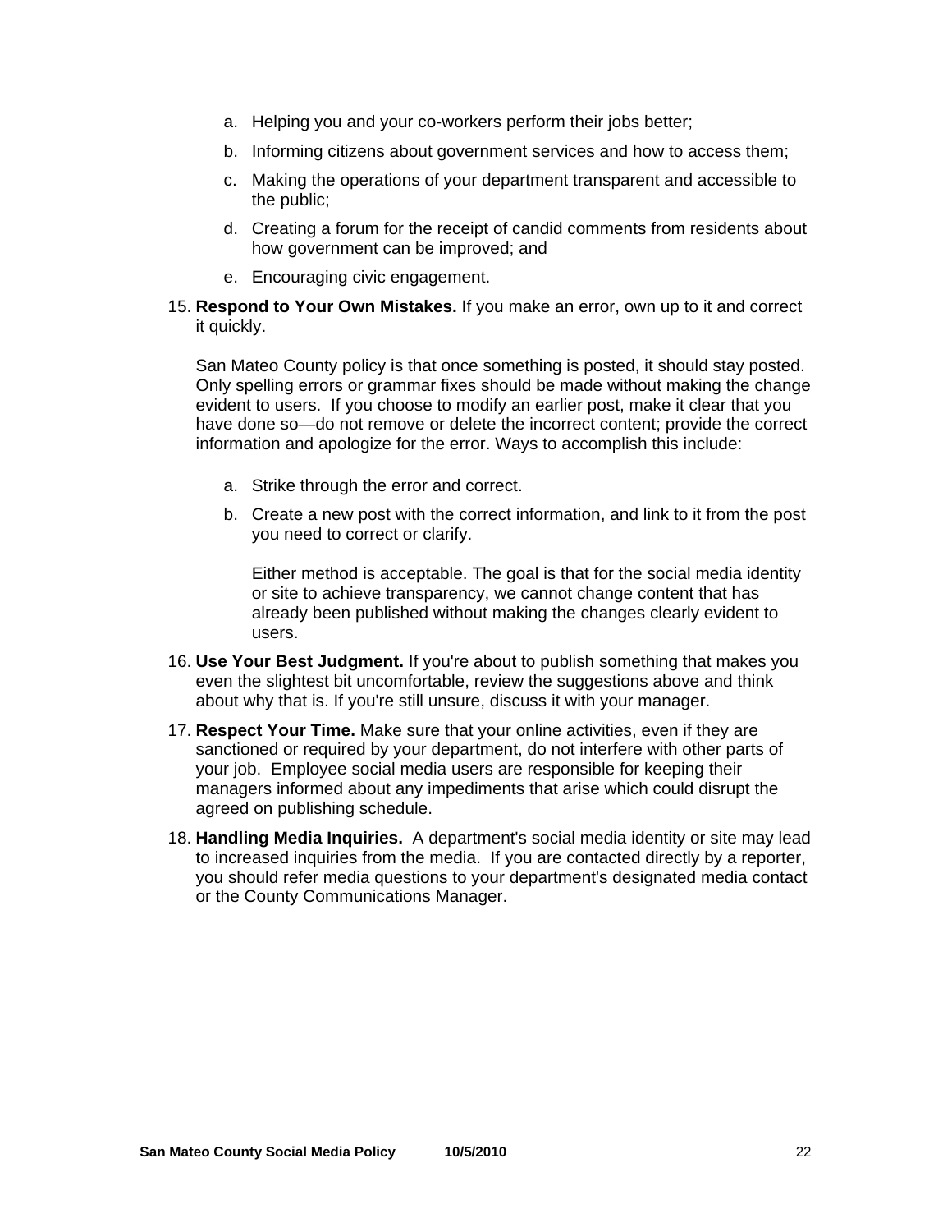a. Helping you and your co-workers perform their jobs better;

   b. Informing citizens about government services and how to access them;

   c. Making the operations of your department transparent and accessible to the public;

   d. Creating a forum for the receipt of candid comments from residents about how government can be improved; and

   e. Encouraging civic engagement.

15. **Respond to Your Own Mistakes.** If you make an error, own up to it and correct it quickly.

    San Mateo County policy is that once something is posted, it should stay posted. Only spelling errors or grammar fixes should be made without making the change evident to users. If you choose to modify an earlier post, make it clear that you have done so—do not remove or delete the incorrect content; provide the correct information and apologize for the error. Ways to accomplish this include:

    a. Strike through the error and correct.

    b. Create a new post with the correct information, and link to it from the post you need to correct or clarify.

       Either method is acceptable. The goal is that for the social media identity or site to achieve transparency, we cannot change content that has already been published without making the changes clearly evident to users.

16. **Use Your Best Judgment.** If you're about to publish something that makes you even the slightest bit uncomfortable, review the suggestions above and think about why that is. If you're still unsure, discuss it with your manager.

17. **Respect Your Time.** Make sure that your online activities, even if they are sanctioned or required by your department, do not interfere with other parts of your job. Employee social media users are responsible for keeping their managers informed about any impediments that arise which could disrupt the agreed on publishing schedule.

18. **Handling Media Inquiries.** A department's social media identity or site may lead to increased inquiries from the media. If you are contacted directly by a reporter, you should refer media questions to your department's designated media contact or the County Communications Manager.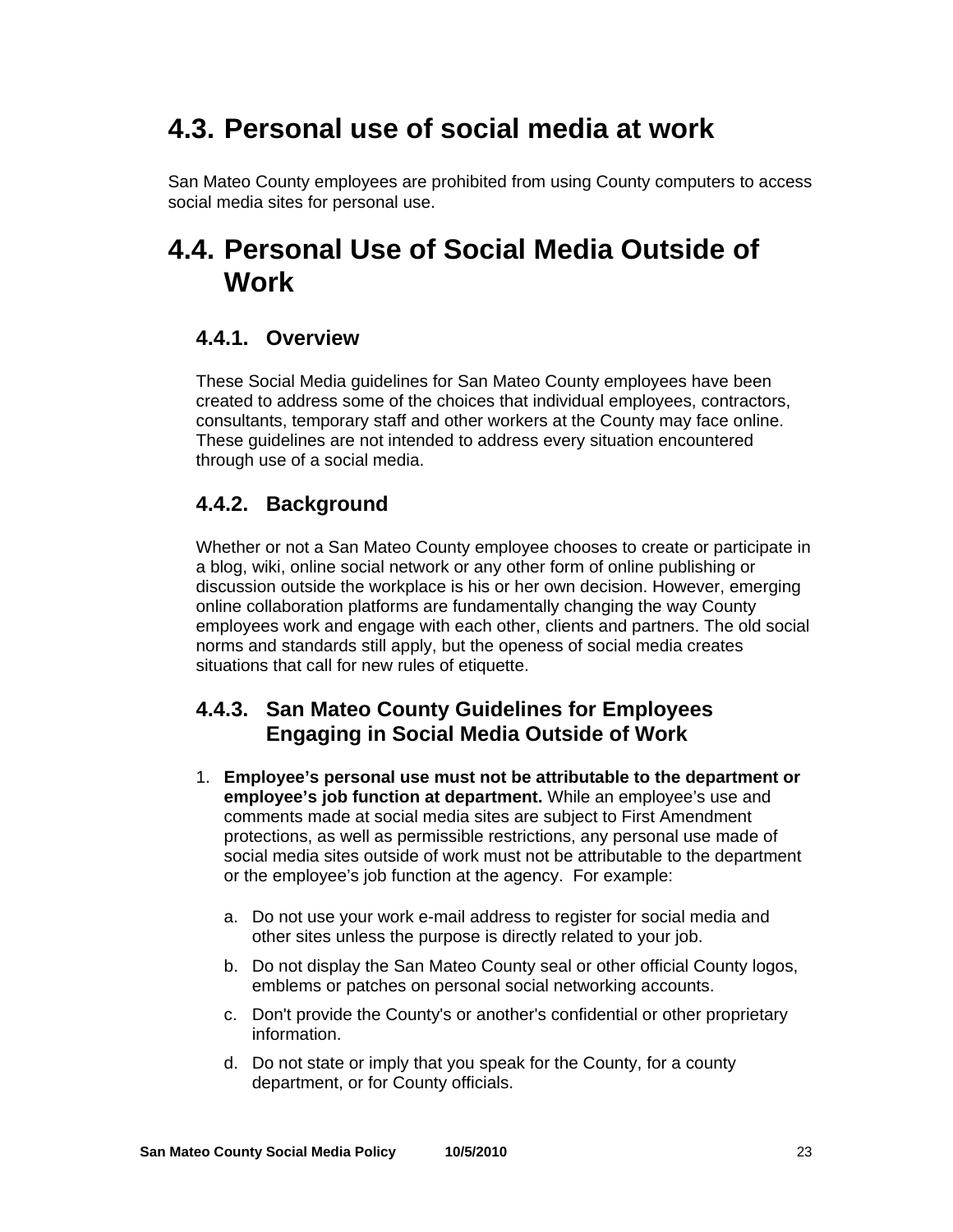# 4.3. Personal use of social media at work

San Mateo County employees are prohibited from using County computers to access social media sites for personal use.

# 4.4. Personal Use of Social Media Outside of Work

## 4.4.1. Overview

These Social Media guidelines for San Mateo County employees have been created to address some of the choices that individual employees, contractors, consultants, temporary staff and other workers at the County may face online. These guidelines are not intended to address every situation encountered through use of a social media.

## 4.4.2. Background

Whether or not a San Mateo County employee chooses to create or participate in a blog, wiki, online social network or any other form of online publishing or discussion outside the workplace is his or her own decision. However, emerging online collaboration platforms are fundamentally changing the way County employees work and engage with each other, clients and partners. The old social norms and standards still apply, but the openess of social media creates situations that call for new rules of etiquette.

## 4.4.3. San Mateo County Guidelines for Employees Engaging in Social Media Outside of Work

1. **Employee's personal use must not be attributable to the department or employee's job function at department.** While an employee's use and comments made at social media sites are subject to First Amendment protections, as well as permissible restrictions, any personal use made of social media sites outside of work must not be attributable to the department or the employee's job function at the agency. For example:

   a. Do not use your work e-mail address to register for social media and other sites unless the purpose is directly related to your job.

   b. Do not display the San Mateo County seal or other official County logos, emblems or patches on personal social networking accounts.

   c. Don't provide the County's or another's confidential or other proprietary information.

   d. Do not state or imply that you speak for the County, for a county department, or for County officials.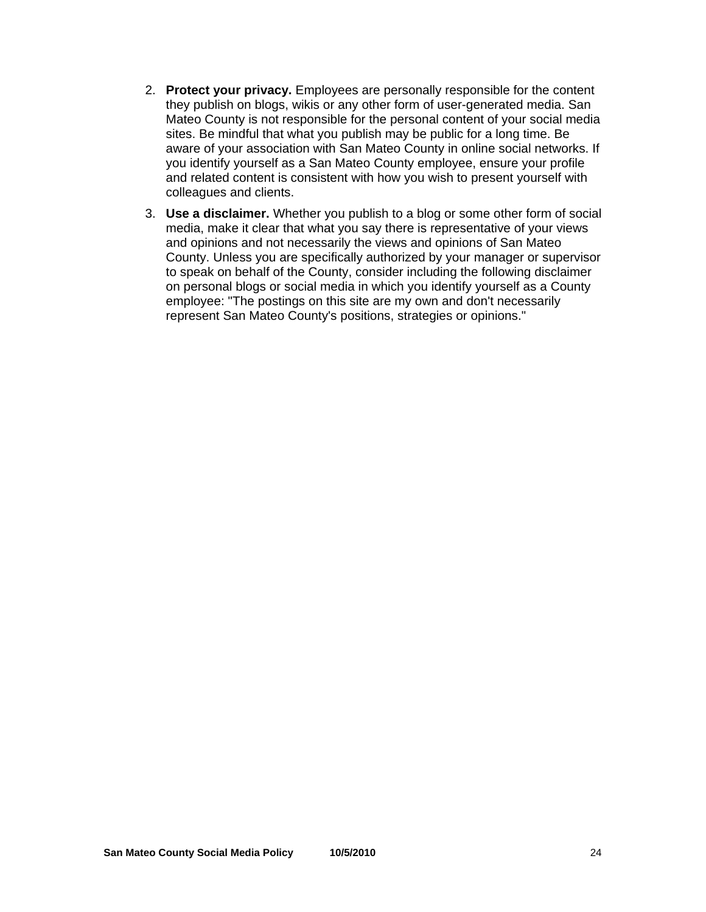2. **Protect your privacy.** Employees are personally responsible for the content they publish on blogs, wikis or any other form of user-generated media. San Mateo County is not responsible for the personal content of your social media sites. Be mindful that what you publish may be public for a long time. Be aware of your association with San Mateo County in online social networks. If you identify yourself as a San Mateo County employee, ensure your profile and related content is consistent with how you wish to present yourself with colleagues and clients.

3. **Use a disclaimer.** Whether you publish to a blog or some other form of social media, make it clear that what you say there is representative of your views and opinions and not necessarily the views and opinions of San Mateo County. Unless you are specifically authorized by your manager or supervisor to speak on behalf of the County, consider including the following disclaimer on personal blogs or social media in which you identify yourself as a County employee: "The postings on this site are my own and don't necessarily represent San Mateo County's positions, strategies or opinions."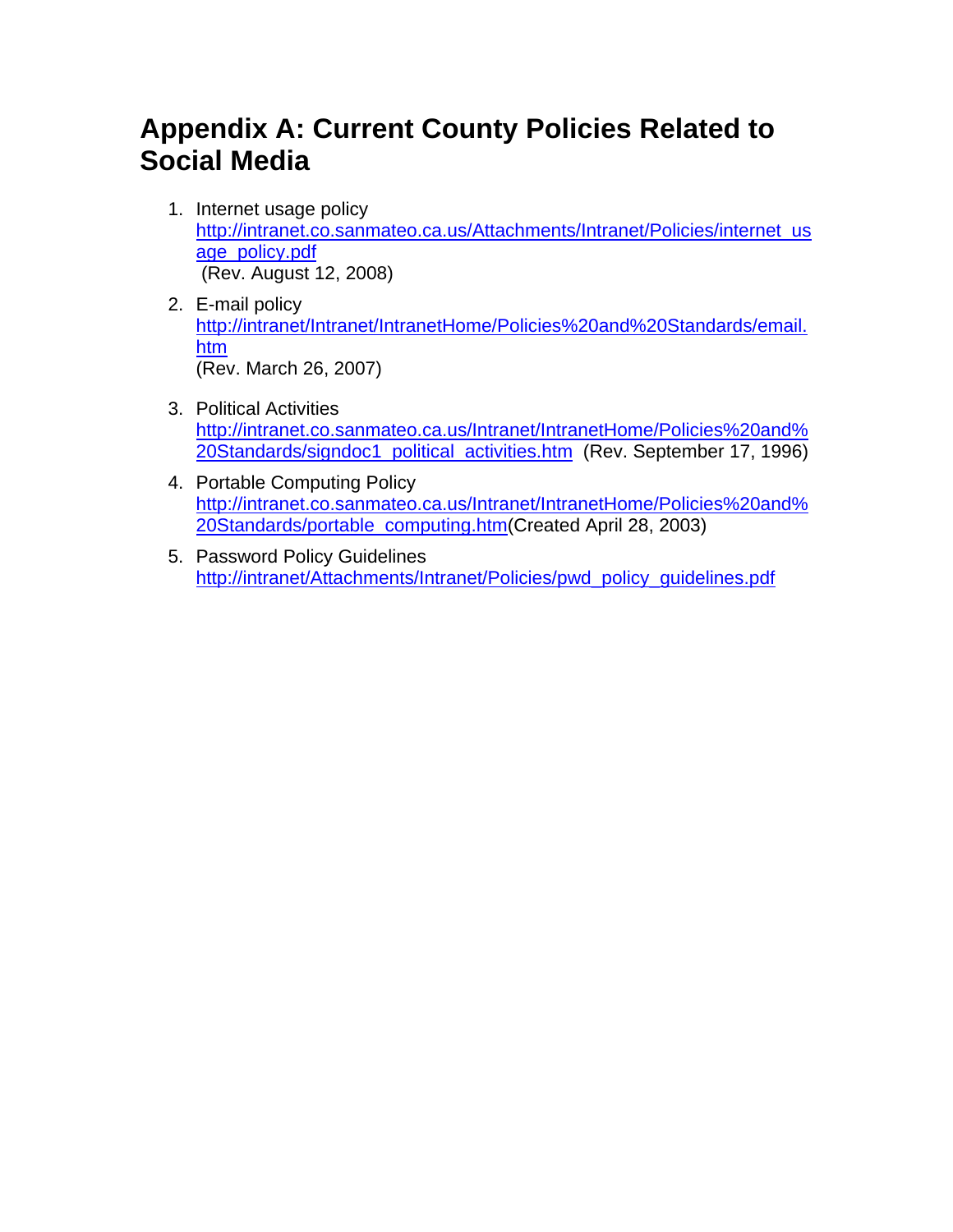# Appendix A: Current County Policies Related to Social Media

1. Internet usage policy
   http://intranet.co.sanmateo.ca.us/Attachments/Intranet/Policies/internet_usage_policy.pdf
   (Rev. August 12, 2008)

2. E-mail policy
   http://intranet/Intranet/IntranetHome/Policies%20and%20Standards/email.htm
   (Rev. March 26, 2007)

3. Political Activities
   http://intranet.co.sanmateo.ca.us/Intranet/IntranetHome/Policies%20and%20Standards/signdoc1_political_activities.htm (Rev. September 17, 1996)

4. Portable Computing Policy
   http://intranet.co.sanmateo.ca.us/Intranet/IntranetHome/Policies%20and%20Standards/portable_computing.htm(Created April 28, 2003)

5. Password Policy Guidelines
   http://intranet/Attachments/Intranet/Policies/pwd_policy_guidelines.pdf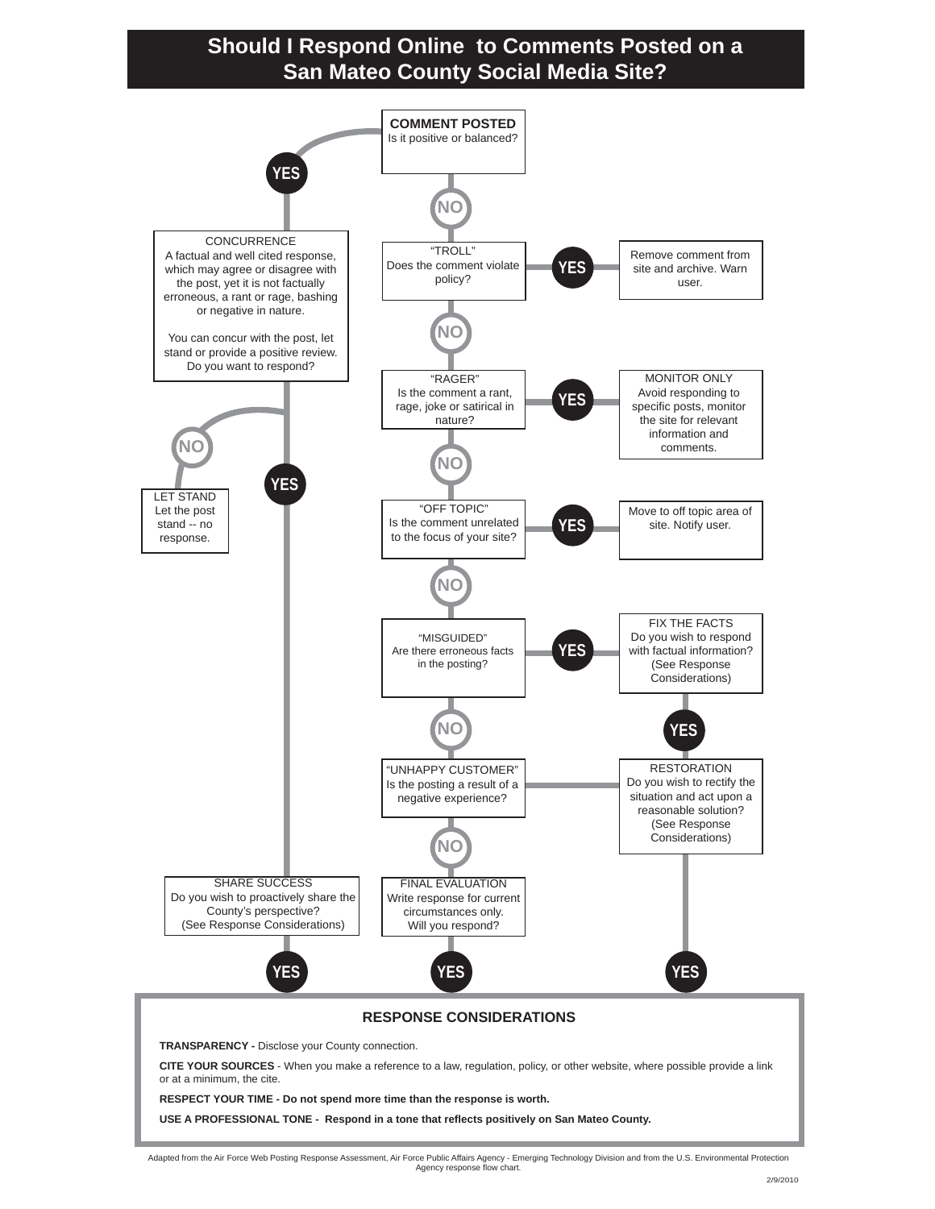# Should I Respond Online to Comments Posted on a San Mateo County Social Media Site?

**COMMENT POSTED**
Is it positive or balanced?

- YES → CONCURRENCE
- NO → "TROLL"

CONCURRENCE
A factual and well cited response, which may agree or disagree with the post, yet it is not factually erroneous, a rant or rage, bashing or negative in nature.

You can concur with the post, let stand or provide a positive review. Do you want to respond?

- NO → LET STAND
- YES → SHARE SUCCESS

LET STAND
Let the post stand -- no response.

"TROLL"
Does the comment violate policy?

- YES → Remove comment from site and archive. Warn user.
- NO → "RAGER"

"RAGER"
Is the comment a rant, rage, joke or satirical in nature?

- YES → MONITOR ONLY
Avoid responding to specific posts, monitor the site for relevant information and comments.
- NO → "OFF TOPIC"

"OFF TOPIC"
Is the comment unrelated to the focus of your site?

- YES → Move to off topic area of site. Notify user.
- NO → "MISGUIDED"

"MISGUIDED"
Are there erroneous facts in the posting?

- YES → FIX THE FACTS
Do you wish to respond with factual information? (See Response Considerations)
  - YES → RESTORATION
- NO → "UNHAPPY CUSTOMER"

"UNHAPPY CUSTOMER"
Is the posting a result of a negative experience?

- → RESTORATION
- NO → FINAL EVALUATION

RESTORATION
Do you wish to rectify the situation and act upon a reasonable solution? (See Response Considerations)

- YES

SHARE SUCCESS
Do you wish to proactively share the County's perspective? (See Response Considerations)

- YES

FINAL EVALUATION
Write response for current circumstances only. Will you respond?

- YES

## RESPONSE CONSIDERATIONS

**TRANSPARENCY -** Disclose your County connection.

**CITE YOUR SOURCES** - When you make a reference to a law, regulation, policy, or other website, where possible provide a link or at a minimum, the cite.

**RESPECT YOUR TIME - Do not spend more time than the response is worth.**

**USE A PROFESSIONAL TONE - Respond in a tone that reflects positively on San Mateo County.**

Adapted from the Air Force Web Posting Response Assessment, Air Force Public Affairs Agency - Emerging Technology Division and from the U.S. Environmental Protection Agency response flow chart.

2/9/2010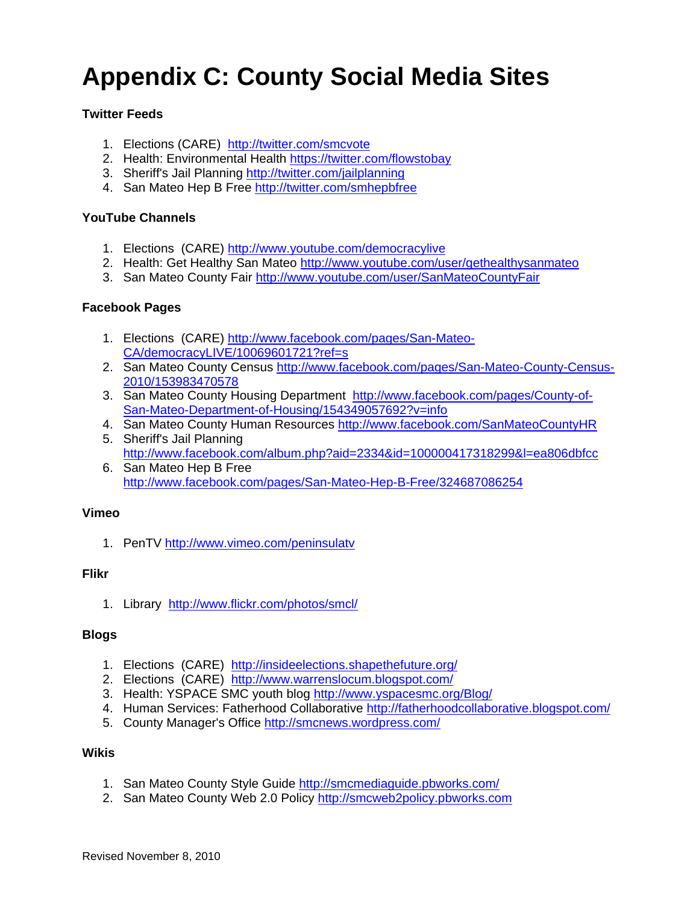# Appendix C: County Social Media Sites

**Twitter Feeds**

1. Elections (CARE) http://twitter.com/smcvote
2. Health: Environmental Health https://twitter.com/flowstobay
3. Sheriff's Jail Planning http://twitter.com/jailplanning
4. San Mateo Hep B Free http://twitter.com/smhepbfree

**YouTube Channels**

1. Elections (CARE) http://www.youtube.com/democracylive
2. Health: Get Healthy San Mateo http://www.youtube.com/user/gethealthysanmateo
3. San Mateo County Fair http://www.youtube.com/user/SanMateoCountyFair

**Facebook Pages**

1. Elections (CARE) http://www.facebook.com/pages/San-Mateo-CA/democracyLIVE/10069601721?ref=s
2. San Mateo County Census http://www.facebook.com/pages/San-Mateo-County-Census-2010/153983470578
3. San Mateo County Housing Department http://www.facebook.com/pages/County-of-San-Mateo-Department-of-Housing/154349057692?v=info
4. San Mateo County Human Resources http://www.facebook.com/SanMateoCountyHR
5. Sheriff's Jail Planning http://www.facebook.com/album.php?aid=2334&id=100000417318299&l=ea806dbfcc
6. San Mateo Hep B Free http://www.facebook.com/pages/San-Mateo-Hep-B-Free/324687086254

**Vimeo**

1. PenTV http://www.vimeo.com/peninsulatv

**Flikr**

1. Library http://www.flickr.com/photos/smcl/

**Blogs**

1. Elections (CARE) http://insideelections.shapethefuture.org/
2. Elections (CARE) http://www.warrenslocum.blogspot.com/
3. Health: YSPACE SMC youth blog http://www.yspacesmc.org/Blog/
4. Human Services: Fatherhood Collaborative http://fatherhoodcollaborative.blogspot.com/
5. County Manager's Office http://smcnews.wordpress.com/

**Wikis**

1. San Mateo County Style Guide http://smcmediaguide.pbworks.com/
2. San Mateo County Web 2.0 Policy http://smcweb2policy.pbworks.com

Revised November 8, 2010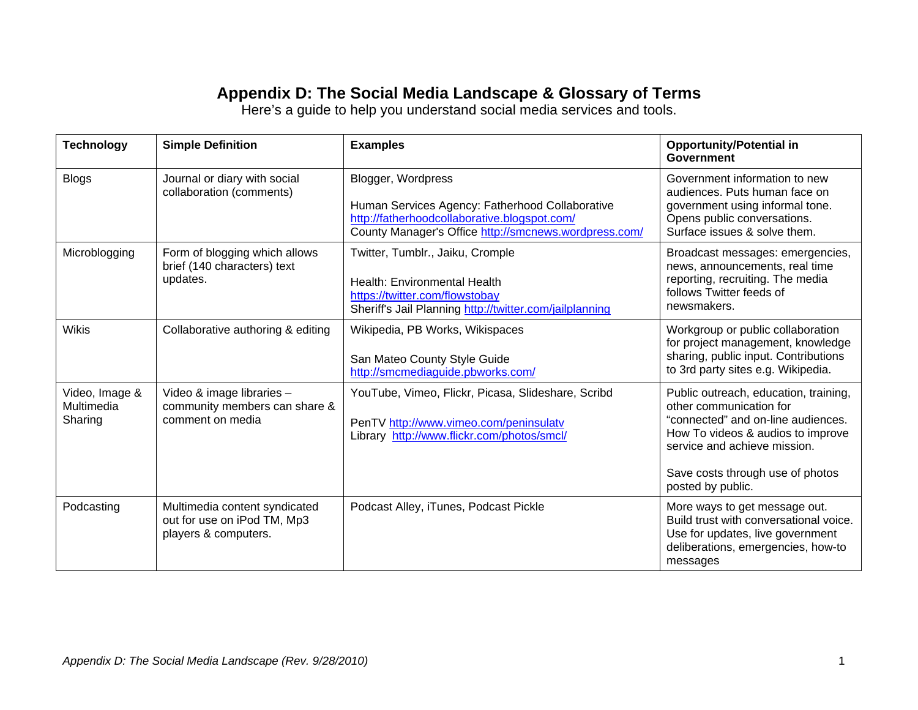# Appendix D: The Social Media Landscape & Glossary of Terms

Here's a guide to help you understand social media services and tools.

| Technology | Simple Definition | Examples | Opportunity/Potential in Government |
|---|---|---|---|
| Blogs | Journal or diary with social collaboration (comments) | Blogger, Wordpress<br><br>Human Services Agency: Fatherhood Collaborative http://fatherhoodcollaborative.blogspot.com/<br>County Manager's Office http://smcnews.wordpress.com/ | Government information to new audiences. Puts human face on government using informal tone. Opens public conversations. Surface issues & solve them. |
| Microblogging | Form of blogging which allows brief (140 characters) text updates. | Twitter, Tumblr., Jaiku, Cromple<br><br>Health: Environmental Health https://twitter.com/flowstobay<br>Sheriff's Jail Planning http://twitter.com/jailplanning | Broadcast messages: emergencies, news, announcements, real time reporting, recruiting. The media follows Twitter feeds of newsmakers. |
| Wikis | Collaborative authoring & editing | Wikipedia, PB Works, Wikispaces<br><br>San Mateo County Style Guide http://smcmediaguide.pbworks.com/ | Workgroup or public collaboration for project management, knowledge sharing, public input. Contributions to 3rd party sites e.g. Wikipedia. |
| Video, Image & Multimedia Sharing | Video & image libraries – community members can share & comment on media | YouTube, Vimeo, Flickr, Picasa, Slideshare, Scribd<br><br>PenTV http://www.vimeo.com/peninsulatv<br>Library http://www.flickr.com/photos/smcl/ | Public outreach, education, training, other communication for "connected" and on-line audiences. How To videos & audios to improve service and achieve mission.<br><br>Save costs through use of photos posted by public. |
| Podcasting | Multimedia content syndicated out for use on iPod TM, Mp3 players & computers. | Podcast Alley, iTunes, Podcast Pickle | More ways to get message out. Build trust with conversational voice. Use for updates, live government deliberations, emergencies, how-to messages |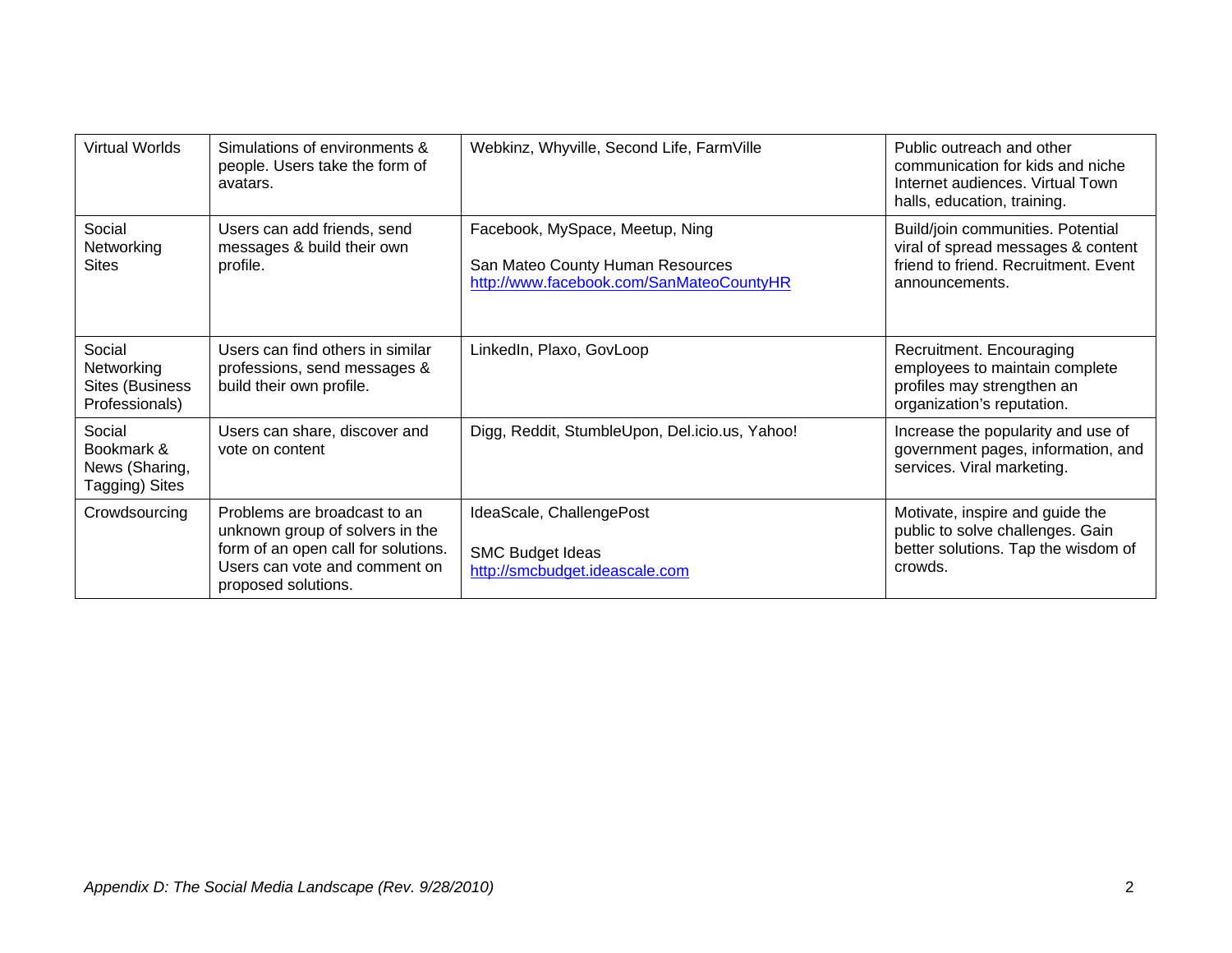| Virtual Worlds | Simulations of environments & people. Users take the form of avatars. | Webkinz, Whyville, Second Life, FarmVille | Public outreach and other communication for kids and niche Internet audiences. Virtual Town halls, education, training. |
|---|---|---|---|
| Social Networking Sites | Users can add friends, send messages & build their own profile. | Facebook, MySpace, Meetup, Ning<br><br>San Mateo County Human Resources<br>http://www.facebook.com/SanMateoCountyHR | Build/join communities. Potential viral of spread messages & content friend to friend. Recruitment. Event announcements. |
| Social Networking Sites (Business Professionals) | Users can find others in similar professions, send messages & build their own profile. | LinkedIn, Plaxo, GovLoop | Recruitment. Encouraging employees to maintain complete profiles may strengthen an organization's reputation. |
| Social Bookmark & News (Sharing, Tagging) Sites | Users can share, discover and vote on content | Digg, Reddit, StumbleUpon, Del.icio.us, Yahoo! | Increase the popularity and use of government pages, information, and services. Viral marketing. |
| Crowdsourcing | Problems are broadcast to an unknown group of solvers in the form of an open call for solutions. Users can vote and comment on proposed solutions. | IdeaScale, ChallengePost<br><br>SMC Budget Ideas<br>http://smcbudget.ideascale.com | Motivate, inspire and guide the public to solve challenges. Gain better solutions. Tap the wisdom of crowds. |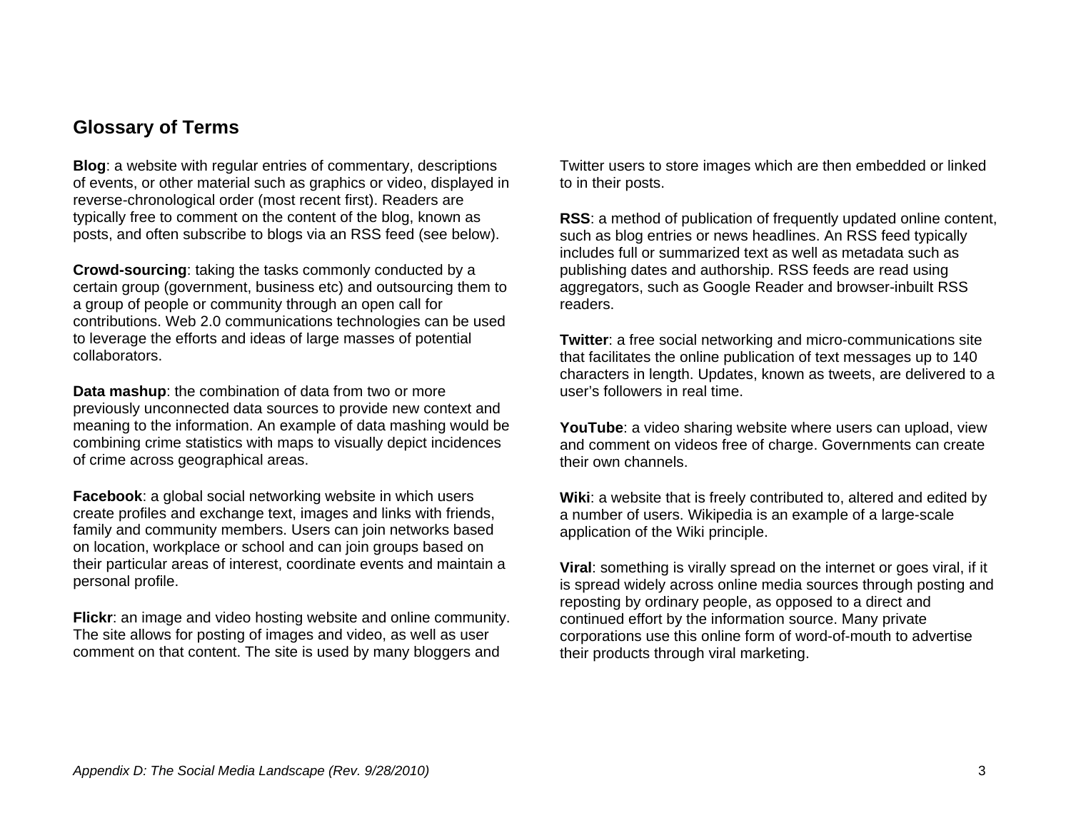## Glossary of Terms

**Blog**: a website with regular entries of commentary, descriptions of events, or other material such as graphics or video, displayed in reverse-chronological order (most recent first). Readers are typically free to comment on the content of the blog, known as posts, and often subscribe to blogs via an RSS feed (see below).

**Crowd-sourcing**: taking the tasks commonly conducted by a certain group (government, business etc) and outsourcing them to a group of people or community through an open call for contributions. Web 2.0 communications technologies can be used to leverage the efforts and ideas of large masses of potential collaborators.

**Data mashup**: the combination of data from two or more previously unconnected data sources to provide new context and meaning to the information. An example of data mashing would be combining crime statistics with maps to visually depict incidences of crime across geographical areas.

**Facebook**: a global social networking website in which users create profiles and exchange text, images and links with friends, family and community members. Users can join networks based on location, workplace or school and can join groups based on their particular areas of interest, coordinate events and maintain a personal profile.

**Flickr**: an image and video hosting website and online community. The site allows for posting of images and video, as well as user comment on that content. The site is used by many bloggers and Twitter users to store images which are then embedded or linked to in their posts.

**RSS**: a method of publication of frequently updated online content, such as blog entries or news headlines. An RSS feed typically includes full or summarized text as well as metadata such as publishing dates and authorship. RSS feeds are read using aggregators, such as Google Reader and browser-inbuilt RSS readers.

**Twitter**: a free social networking and micro-communications site that facilitates the online publication of text messages up to 140 characters in length. Updates, known as tweets, are delivered to a user's followers in real time.

**YouTube**: a video sharing website where users can upload, view and comment on videos free of charge. Governments can create their own channels.

**Wiki**: a website that is freely contributed to, altered and edited by a number of users. Wikipedia is an example of a large-scale application of the Wiki principle.

**Viral**: something is virally spread on the internet or goes viral, if it is spread widely across online media sources through posting and reposting by ordinary people, as opposed to a direct and continued effort by the information source. Many private corporations use this online form of word-of-mouth to advertise their products through viral marketing.